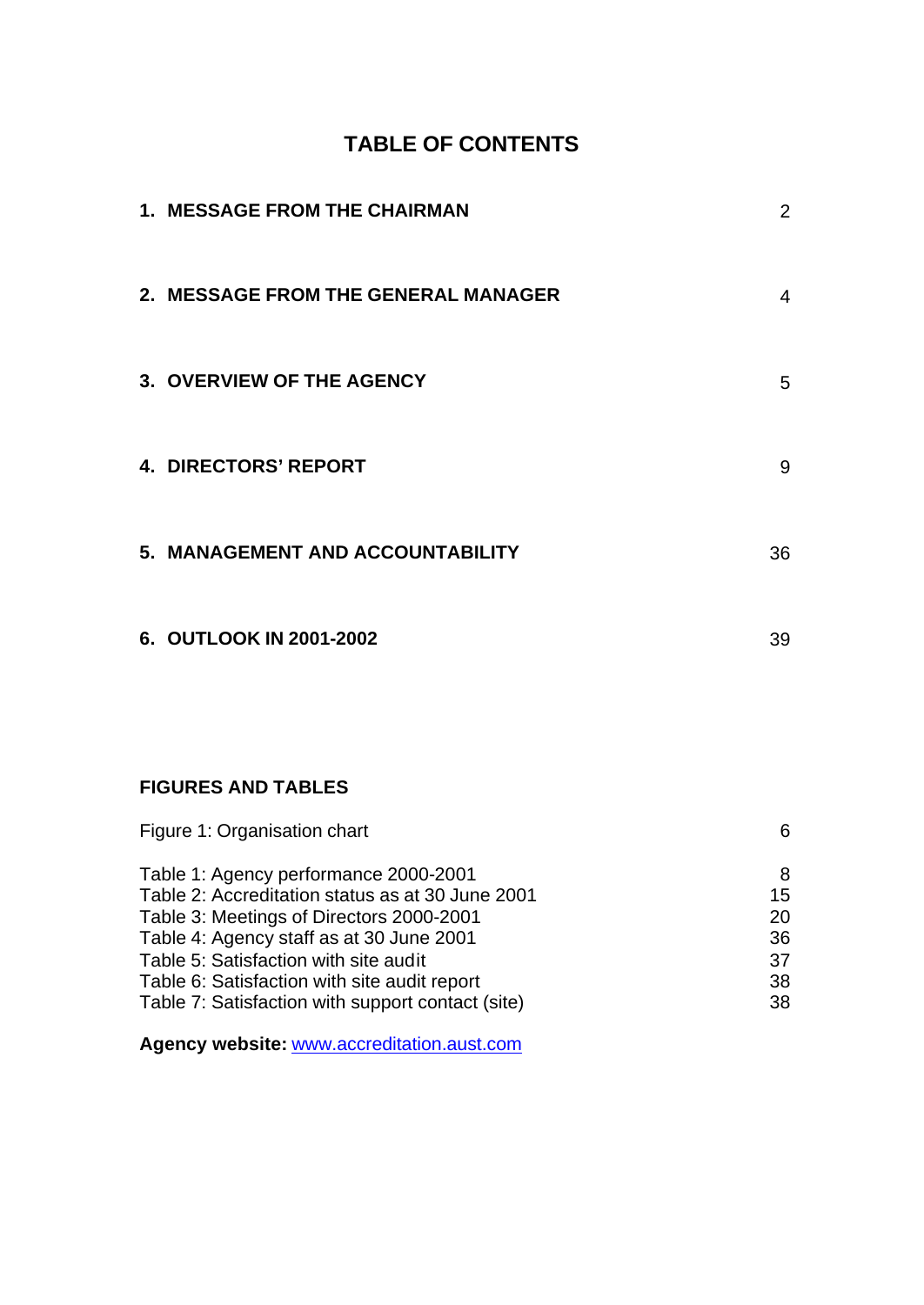# TABLE OF CONTENTS

| | |
|---|---|
| **1. MESSAGE FROM THE CHAIRMAN** | 2 |
| **2. MESSAGE FROM THE GENERAL MANAGER** | 4 |
| **3. OVERVIEW OF THE AGENCY** | 5 |
| **4. DIRECTORS' REPORT** | 9 |
| **5. MANAGEMENT AND ACCOUNTABILITY** | 36 |
| **6. OUTLOOK IN 2001-2002** | 39 |

## FIGURES AND TABLES

| | |
|---|---|
| Figure 1: Organisation chart | 6 |
| Table 1: Agency performance 2000-2001 | 8 |
| Table 2: Accreditation status as at 30 June 2001 | 15 |
| Table 3: Meetings of Directors 2000-2001 | 20 |
| Table 4: Agency staff as at 30 June 2001 | 36 |
| Table 5: Satisfaction with site audit | 37 |
| Table 6: Satisfaction with site audit report | 38 |
| Table 7: Satisfaction with support contact (site) | 38 |

**Agency website:** www.accreditation.aust.com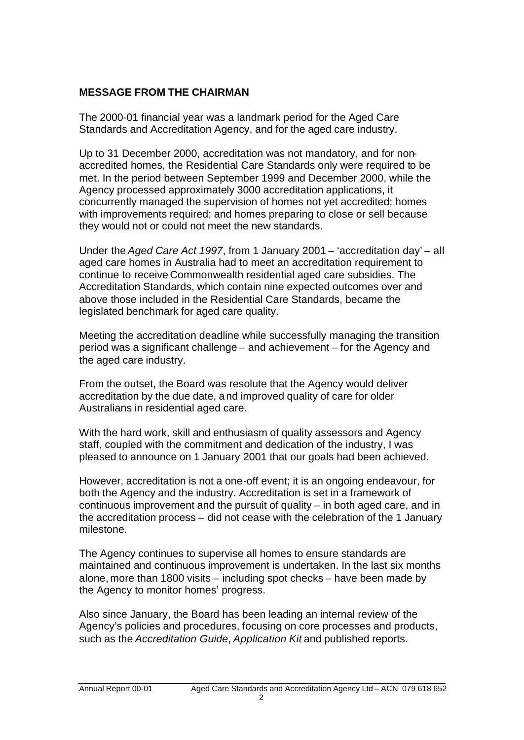## MESSAGE FROM THE CHAIRMAN

The 2000-01 financial year was a landmark period for the Aged Care Standards and Accreditation Agency, and for the aged care industry.

Up to 31 December 2000, accreditation was not mandatory, and for non-accredited homes, the Residential Care Standards only were required to be met. In the period between September 1999 and December 2000, while the Agency processed approximately 3000 accreditation applications, it concurrently managed the supervision of homes not yet accredited; homes with improvements required; and homes preparing to close or sell because they would not or could not meet the new standards.

Under the *Aged Care Act 1997*, from 1 January 2001 – 'accreditation day' – all aged care homes in Australia had to meet an accreditation requirement to continue to receive Commonwealth residential aged care subsidies. The Accreditation Standards, which contain nine expected outcomes over and above those included in the Residential Care Standards, became the legislated benchmark for aged care quality.

Meeting the accreditation deadline while successfully managing the transition period was a significant challenge – and achievement – for the Agency and the aged care industry.

From the outset, the Board was resolute that the Agency would deliver accreditation by the due date, and improved quality of care for older Australians in residential aged care.

With the hard work, skill and enthusiasm of quality assessors and Agency staff, coupled with the commitment and dedication of the industry, I was pleased to announce on 1 January 2001 that our goals had been achieved.

However, accreditation is not a one-off event; it is an ongoing endeavour, for both the Agency and the industry. Accreditation is set in a framework of continuous improvement and the pursuit of quality – in both aged care, and in the accreditation process – did not cease with the celebration of the 1 January milestone.

The Agency continues to supervise all homes to ensure standards are maintained and continuous improvement is undertaken. In the last six months alone, more than 1800 visits – including spot checks – have been made by the Agency to monitor homes' progress.

Also since January, the Board has been leading an internal review of the Agency's policies and procedures, focusing on core processes and products, such as the *Accreditation Guide*, *Application Kit* and published reports.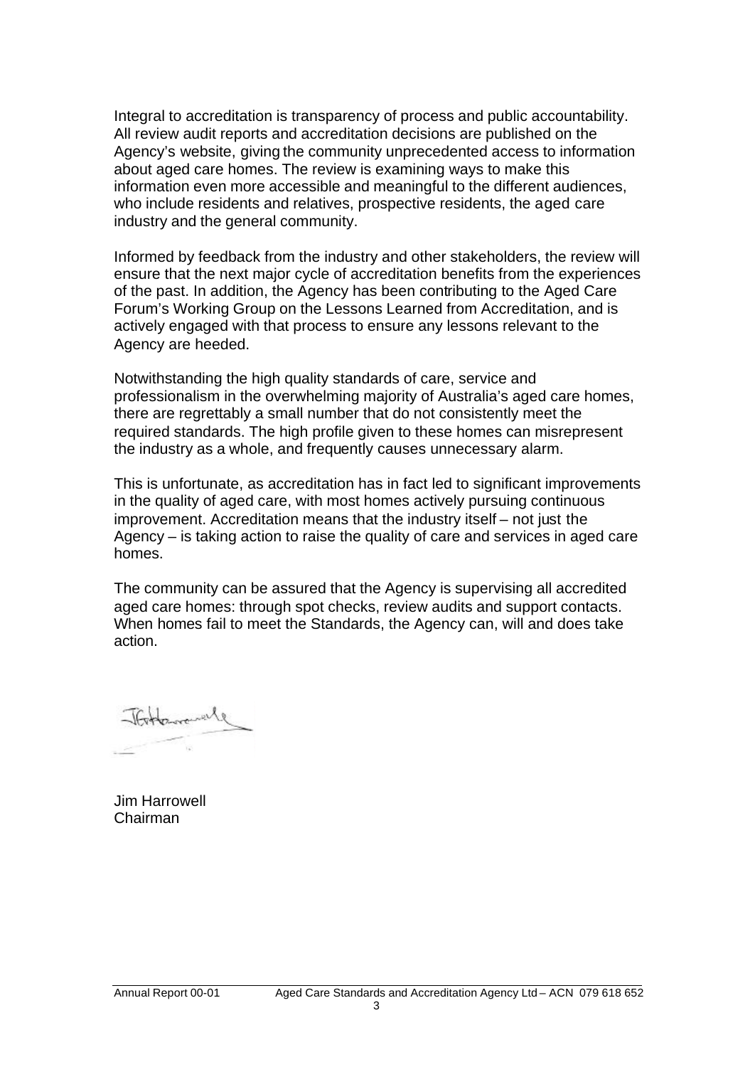Integral to accreditation is transparency of process and public accountability. All review audit reports and accreditation decisions are published on the Agency's website, giving the community unprecedented access to information about aged care homes. The review is examining ways to make this information even more accessible and meaningful to the different audiences, who include residents and relatives, prospective residents, the aged care industry and the general community.

Informed by feedback from the industry and other stakeholders, the review will ensure that the next major cycle of accreditation benefits from the experiences of the past. In addition, the Agency has been contributing to the Aged Care Forum's Working Group on the Lessons Learned from Accreditation, and is actively engaged with that process to ensure any lessons relevant to the Agency are heeded.

Notwithstanding the high quality standards of care, service and professionalism in the overwhelming majority of Australia's aged care homes, there are regrettably a small number that do not consistently meet the required standards. The high profile given to these homes can misrepresent the industry as a whole, and frequently causes unnecessary alarm.

This is unfortunate, as accreditation has in fact led to significant improvements in the quality of aged care, with most homes actively pursuing continuous improvement. Accreditation means that the industry itself – not just the Agency – is taking action to raise the quality of care and services in aged care homes.

The community can be assured that the Agency is supervising all accredited aged care homes: through spot checks, review audits and support contacts. When homes fail to meet the Standards, the Agency can, will and does take action.

Jim Harrowell
Chairman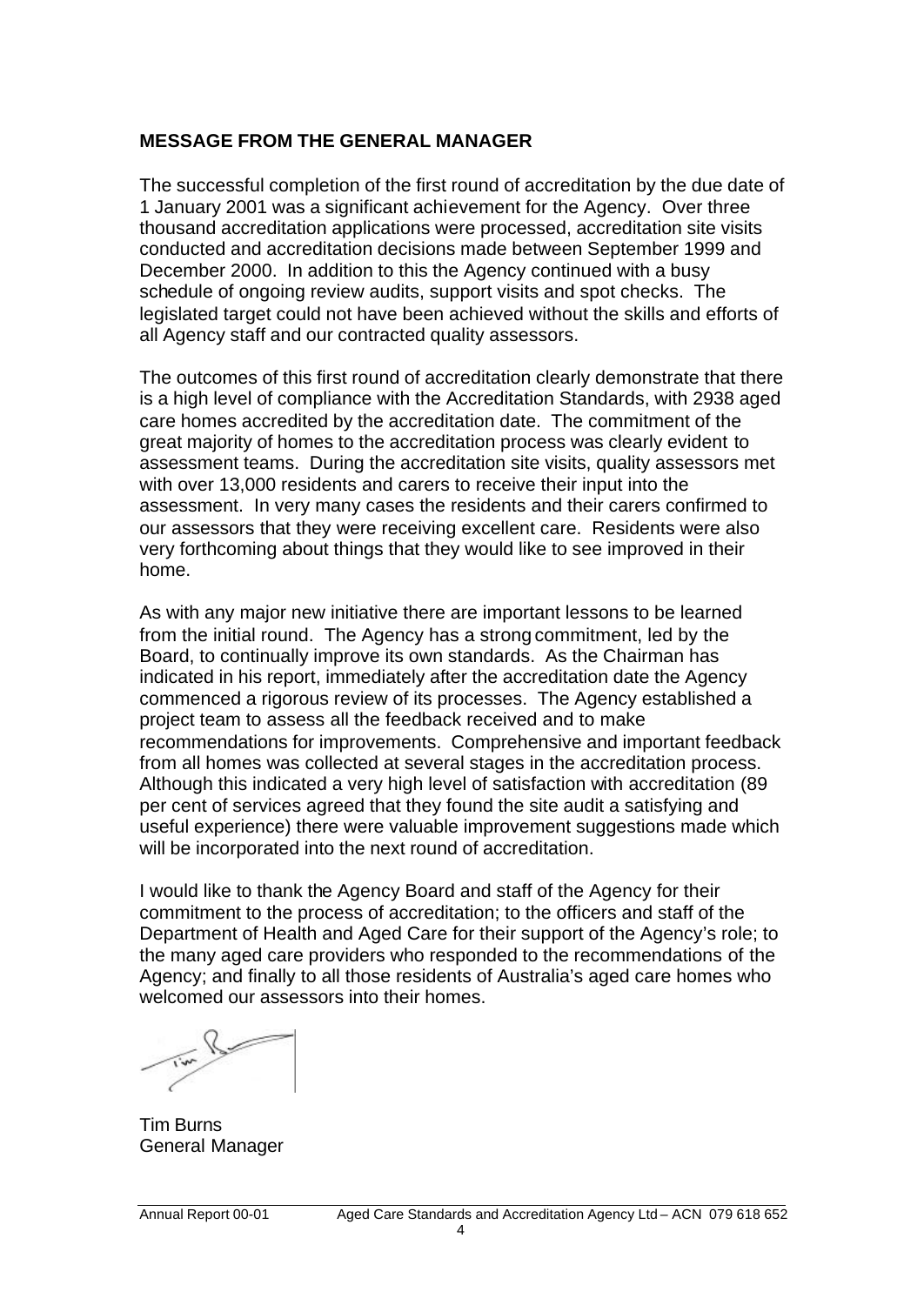## MESSAGE FROM THE GENERAL MANAGER

The successful completion of the first round of accreditation by the due date of 1 January 2001 was a significant achievement for the Agency. Over three thousand accreditation applications were processed, accreditation site visits conducted and accreditation decisions made between September 1999 and December 2000. In addition to this the Agency continued with a busy schedule of ongoing review audits, support visits and spot checks. The legislated target could not have been achieved without the skills and efforts of all Agency staff and our contracted quality assessors.

The outcomes of this first round of accreditation clearly demonstrate that there is a high level of compliance with the Accreditation Standards, with 2938 aged care homes accredited by the accreditation date. The commitment of the great majority of homes to the accreditation process was clearly evident to assessment teams. During the accreditation site visits, quality assessors met with over 13,000 residents and carers to receive their input into the assessment. In very many cases the residents and their carers confirmed to our assessors that they were receiving excellent care. Residents were also very forthcoming about things that they would like to see improved in their home.

As with any major new initiative there are important lessons to be learned from the initial round. The Agency has a strong commitment, led by the Board, to continually improve its own standards. As the Chairman has indicated in his report, immediately after the accreditation date the Agency commenced a rigorous review of its processes. The Agency established a project team to assess all the feedback received and to make recommendations for improvements. Comprehensive and important feedback from all homes was collected at several stages in the accreditation process. Although this indicated a very high level of satisfaction with accreditation (89 per cent of services agreed that they found the site audit a satisfying and useful experience) there were valuable improvement suggestions made which will be incorporated into the next round of accreditation.

I would like to thank the Agency Board and staff of the Agency for their commitment to the process of accreditation; to the officers and staff of the Department of Health and Aged Care for their support of the Agency's role; to the many aged care providers who responded to the recommendations of the Agency; and finally to all those residents of Australia's aged care homes who welcomed our assessors into their homes.

Tim Burns
General Manager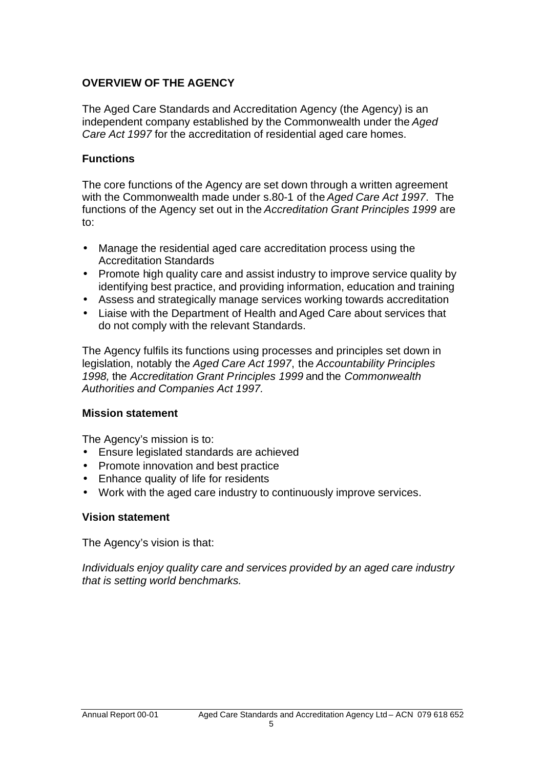## OVERVIEW OF THE AGENCY

The Aged Care Standards and Accreditation Agency (the Agency) is an independent company established by the Commonwealth under the *Aged Care Act 1997* for the accreditation of residential aged care homes.

### Functions

The core functions of the Agency are set down through a written agreement with the Commonwealth made under s.80-1 of the *Aged Care Act 1997*. The functions of the Agency set out in the *Accreditation Grant Principles 1999* are to:

- Manage the residential aged care accreditation process using the Accreditation Standards
- Promote high quality care and assist industry to improve service quality by identifying best practice, and providing information, education and training
- Assess and strategically manage services working towards accreditation
- Liaise with the Department of Health and Aged Care about services that do not comply with the relevant Standards.

The Agency fulfils its functions using processes and principles set down in legislation, notably the *Aged Care Act 1997*, the *Accountability Principles 1998,* the *Accreditation Grant Principles 1999* and the *Commonwealth Authorities and Companies Act 1997.*

### Mission statement

The Agency's mission is to:

- Ensure legislated standards are achieved
- Promote innovation and best practice
- Enhance quality of life for residents
- Work with the aged care industry to continuously improve services.

### Vision statement

The Agency's vision is that:

*Individuals enjoy quality care and services provided by an aged care industry that is setting world benchmarks.*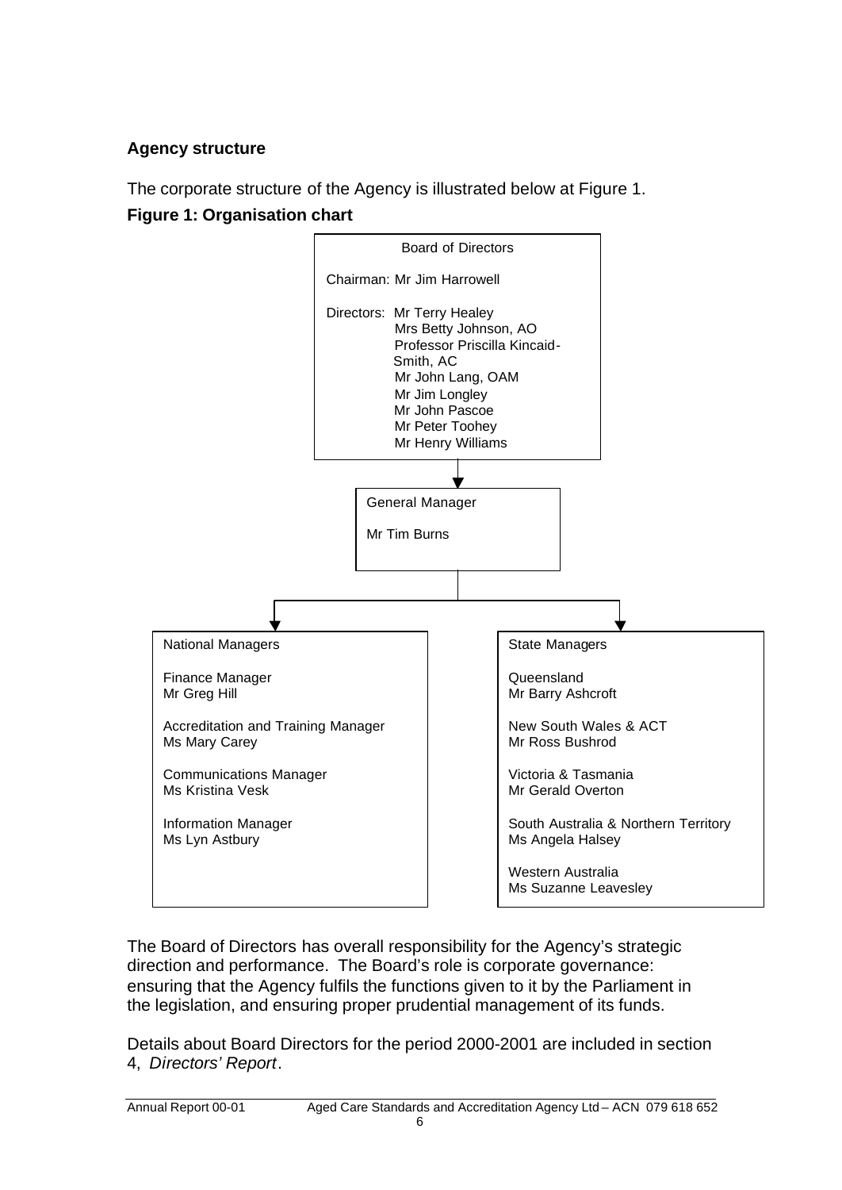### Agency structure

The corporate structure of the Agency is illustrated below at Figure 1.

**Figure 1: Organisation chart**

**Board of Directors**

Chairman: Mr Jim Harrowell

Directors: Mr Terry Healey
Mrs Betty Johnson, AO
Professor Priscilla Kincaid-Smith, AC
Mr John Lang, OAM
Mr Jim Longley
Mr John Pascoe
Mr Peter Toohey
Mr Henry Williams

↓

**General Manager**

Mr Tim Burns

↓

**National Managers**

Finance Manager
Mr Greg Hill

Accreditation and Training Manager
Ms Mary Carey

Communications Manager
Ms Kristina Vesk

Information Manager
Ms Lyn Astbury

**State Managers**

Queensland
Mr Barry Ashcroft

New South Wales & ACT
Mr Ross Bushrod

Victoria & Tasmania
Mr Gerald Overton

South Australia & Northern Territory
Ms Angela Halsey

Western Australia
Ms Suzanne Leavesley

The Board of Directors has overall responsibility for the Agency's strategic direction and performance. The Board's role is corporate governance: ensuring that the Agency fulfils the functions given to it by the Parliament in the legislation, and ensuring proper prudential management of its funds.

Details about Board Directors for the period 2000-2001 are included in section 4, *Directors' Report*.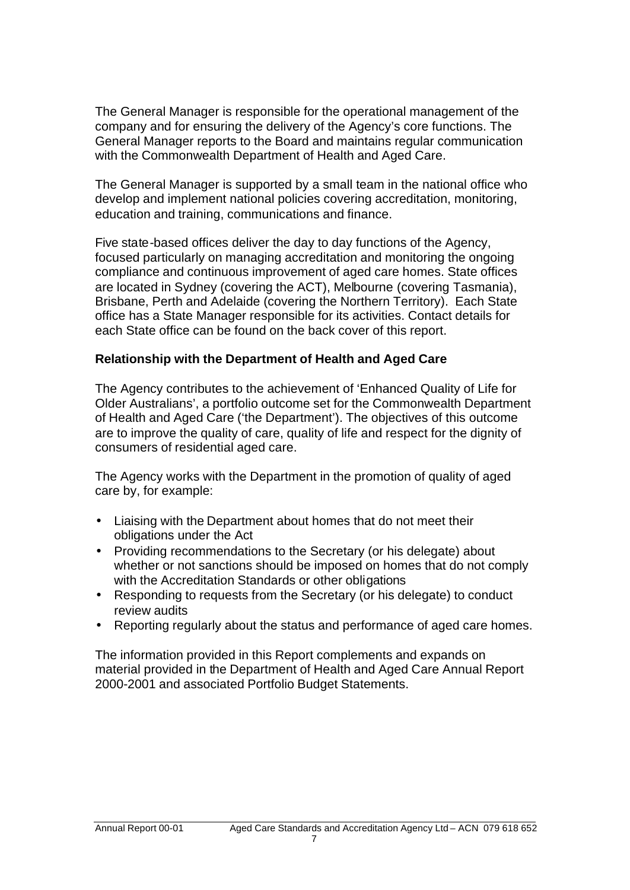The General Manager is responsible for the operational management of the company and for ensuring the delivery of the Agency's core functions. The General Manager reports to the Board and maintains regular communication with the Commonwealth Department of Health and Aged Care.

The General Manager is supported by a small team in the national office who develop and implement national policies covering accreditation, monitoring, education and training, communications and finance.

Five state-based offices deliver the day to day functions of the Agency, focused particularly on managing accreditation and monitoring the ongoing compliance and continuous improvement of aged care homes. State offices are located in Sydney (covering the ACT), Melbourne (covering Tasmania), Brisbane, Perth and Adelaide (covering the Northern Territory). Each State office has a State Manager responsible for its activities. Contact details for each State office can be found on the back cover of this report.

**Relationship with the Department of Health and Aged Care**

The Agency contributes to the achievement of 'Enhanced Quality of Life for Older Australians', a portfolio outcome set for the Commonwealth Department of Health and Aged Care ('the Department'). The objectives of this outcome are to improve the quality of care, quality of life and respect for the dignity of consumers of residential aged care.

The Agency works with the Department in the promotion of quality of aged care by, for example:

- Liaising with the Department about homes that do not meet their obligations under the Act
- Providing recommendations to the Secretary (or his delegate) about whether or not sanctions should be imposed on homes that do not comply with the Accreditation Standards or other obligations
- Responding to requests from the Secretary (or his delegate) to conduct review audits
- Reporting regularly about the status and performance of aged care homes.

The information provided in this Report complements and expands on material provided in the Department of Health and Aged Care Annual Report 2000-2001 and associated Portfolio Budget Statements.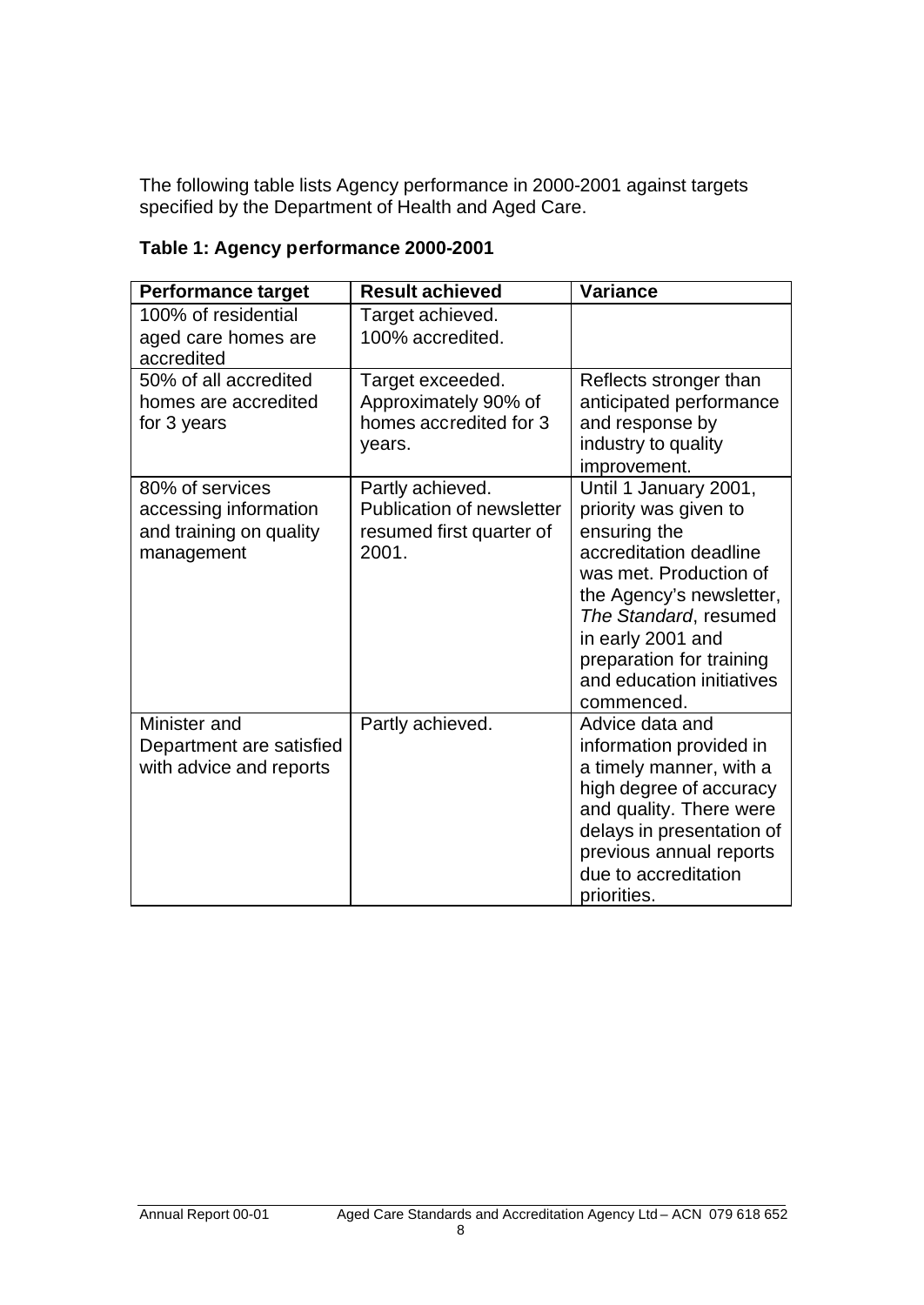The following table lists Agency performance in 2000-2001 against targets specified by the Department of Health and Aged Care.

**Table 1: Agency performance 2000-2001**

| Performance target | Result achieved | Variance |
| --- | --- | --- |
| 100% of residential aged care homes are accredited | Target achieved. 100% accredited. | |
| 50% of all accredited homes are accredited for 3 years | Target exceeded. Approximately 90% of homes accredited for 3 years. | Reflects stronger than anticipated performance and response by industry to quality improvement. |
| 80% of services accessing information and training on quality management | Partly achieved. Publication of newsletter resumed first quarter of 2001. | Until 1 January 2001, priority was given to ensuring the accreditation deadline was met. Production of the Agency's newsletter, *The Standard*, resumed in early 2001 and preparation for training and education initiatives commenced. |
| Minister and Department are satisfied with advice and reports | Partly achieved. | Advice data and information provided in a timely manner, with a high degree of accuracy and quality. There were delays in presentation of previous annual reports due to accreditation priorities. |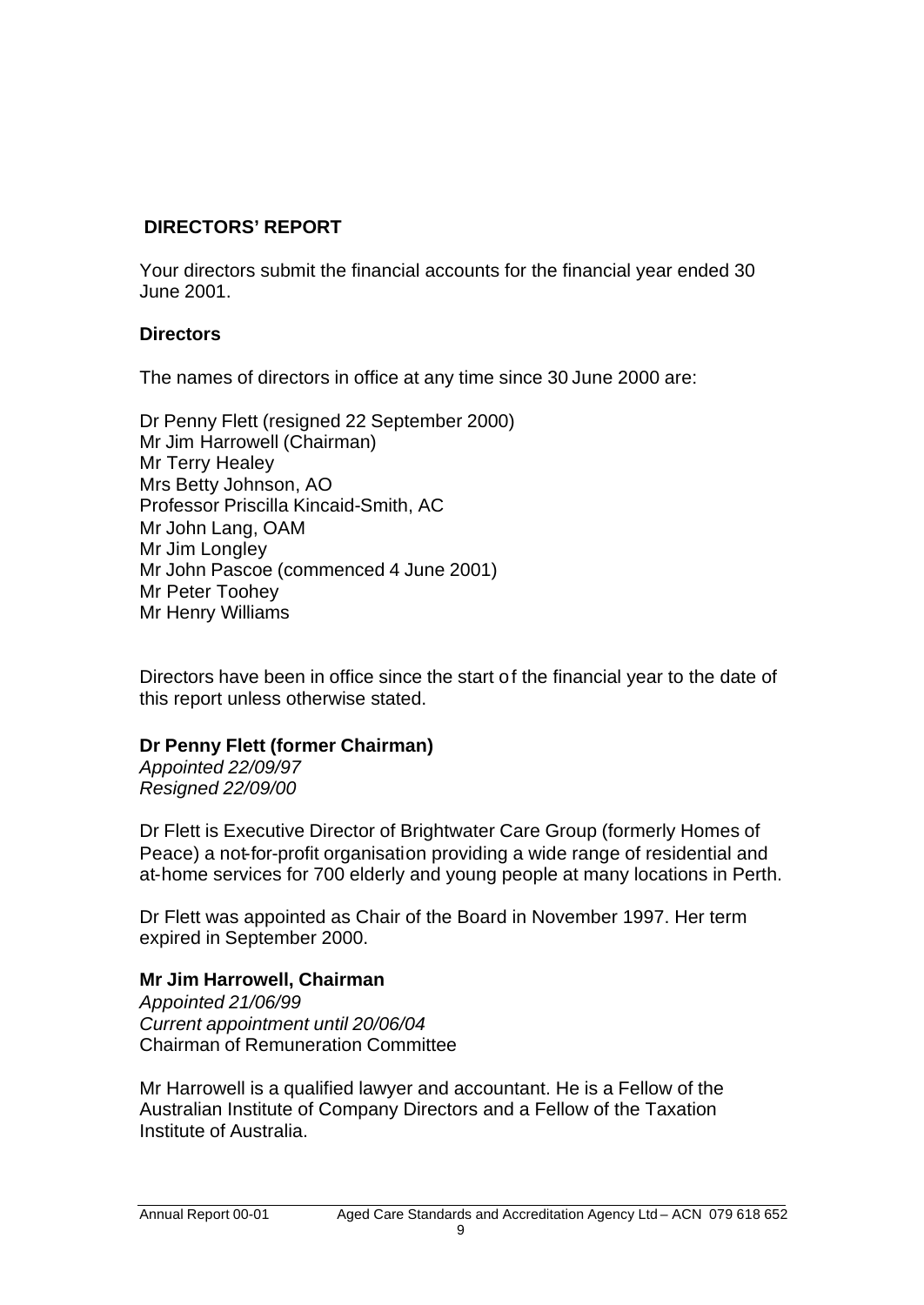## DIRECTORS' REPORT

Your directors submit the financial accounts for the financial year ended 30 June 2001.

### Directors

The names of directors in office at any time since 30 June 2000 are:

Dr Penny Flett (resigned 22 September 2000)
Mr Jim Harrowell (Chairman)
Mr Terry Healey
Mrs Betty Johnson, AO
Professor Priscilla Kincaid-Smith, AC
Mr John Lang, OAM
Mr Jim Longley
Mr John Pascoe (commenced 4 June 2001)
Mr Peter Toohey
Mr Henry Williams

Directors have been in office since the start of the financial year to the date of this report unless otherwise stated.

**Dr Penny Flett (former Chairman)**
*Appointed 22/09/97*
*Resigned 22/09/00*

Dr Flett is Executive Director of Brightwater Care Group (formerly Homes of Peace) a not-for-profit organisation providing a wide range of residential and at-home services for 700 elderly and young people at many locations in Perth.

Dr Flett was appointed as Chair of the Board in November 1997. Her term expired in September 2000.

**Mr Jim Harrowell, Chairman**
*Appointed 21/06/99*
*Current appointment until 20/06/04*
Chairman of Remuneration Committee

Mr Harrowell is a qualified lawyer and accountant. He is a Fellow of the Australian Institute of Company Directors and a Fellow of the Taxation Institute of Australia.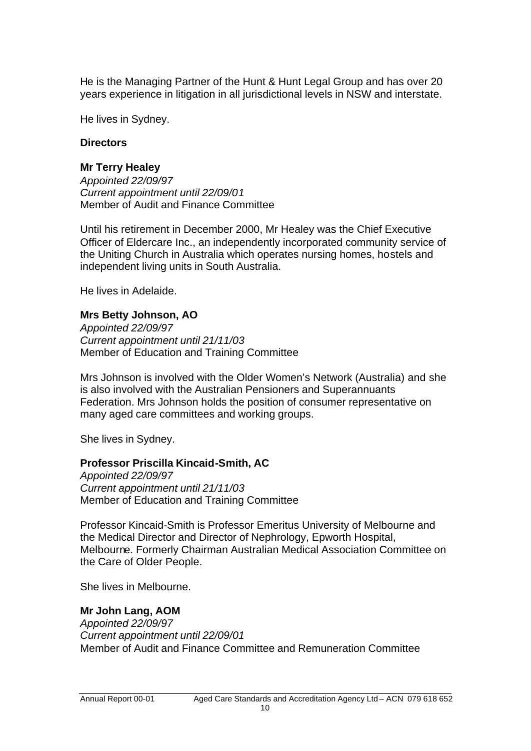He is the Managing Partner of the Hunt & Hunt Legal Group and has over 20 years experience in litigation in all jurisdictional levels in NSW and interstate.

He lives in Sydney.

## Directors

**Mr Terry Healey**
*Appointed 22/09/97*
*Current appointment until 22/09/01*
Member of Audit and Finance Committee

Until his retirement in December 2000, Mr Healey was the Chief Executive Officer of Eldercare Inc., an independently incorporated community service of the Uniting Church in Australia which operates nursing homes, hostels and independent living units in South Australia.

He lives in Adelaide.

**Mrs Betty Johnson, AO**
*Appointed 22/09/97*
*Current appointment until 21/11/03*
Member of Education and Training Committee

Mrs Johnson is involved with the Older Women's Network (Australia) and she is also involved with the Australian Pensioners and Superannuants Federation. Mrs Johnson holds the position of consumer representative on many aged care committees and working groups.

She lives in Sydney.

**Professor Priscilla Kincaid-Smith, AC**
*Appointed 22/09/97*
*Current appointment until 21/11/03*
Member of Education and Training Committee

Professor Kincaid-Smith is Professor Emeritus University of Melbourne and the Medical Director and Director of Nephrology, Epworth Hospital, Melbourne. Formerly Chairman Australian Medical Association Committee on the Care of Older People.

She lives in Melbourne.

**Mr John Lang, AOM**
*Appointed 22/09/97*
*Current appointment until 22/09/01*
Member of Audit and Finance Committee and Remuneration Committee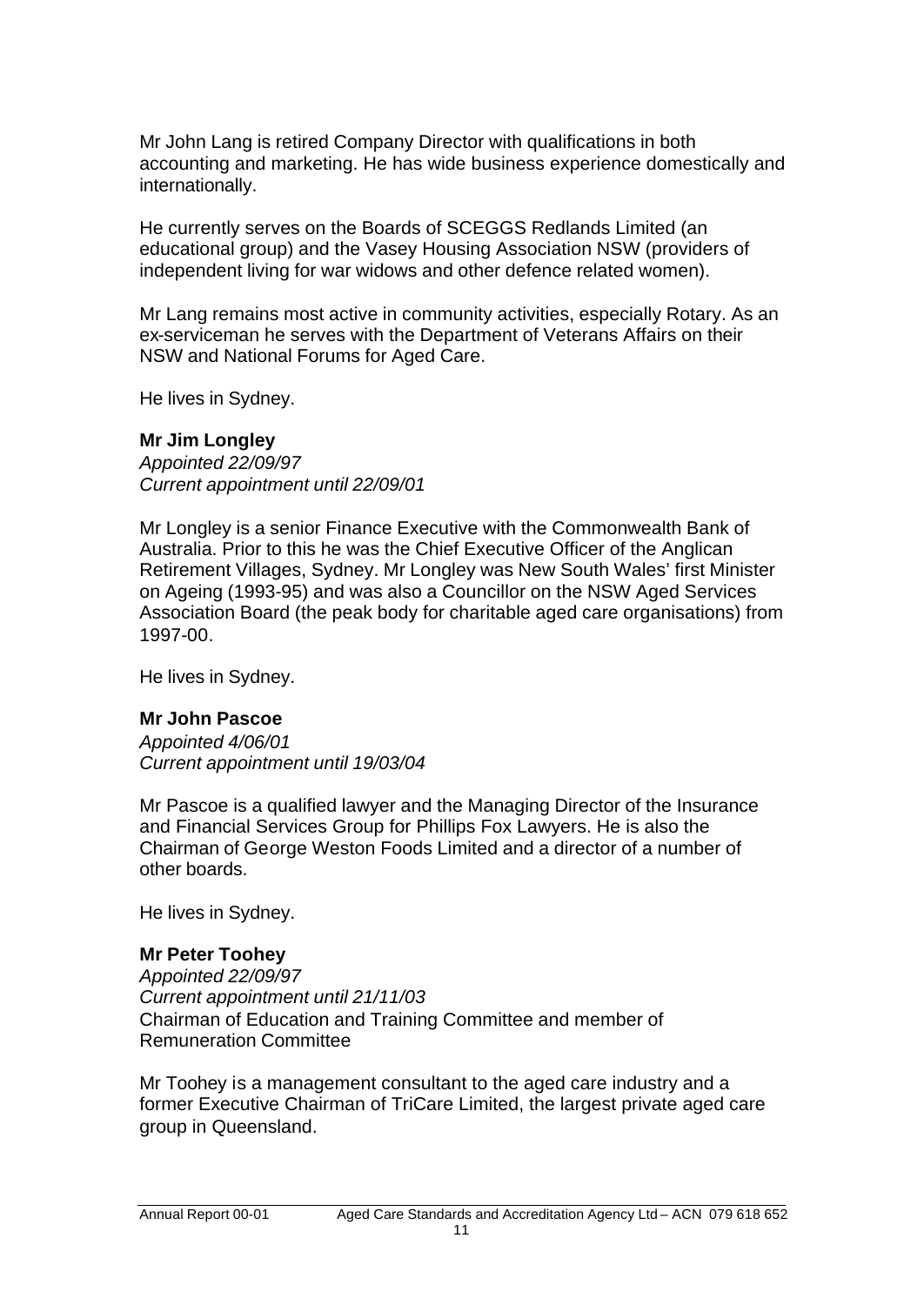Mr John Lang is retired Company Director with qualifications in both accounting and marketing. He has wide business experience domestically and internationally.

He currently serves on the Boards of SCEGGS Redlands Limited (an educational group) and the Vasey Housing Association NSW (providers of independent living for war widows and other defence related women).

Mr Lang remains most active in community activities, especially Rotary. As an ex-serviceman he serves with the Department of Veterans Affairs on their NSW and National Forums for Aged Care.

He lives in Sydney.

**Mr Jim Longley**
*Appointed 22/09/97*
*Current appointment until 22/09/01*

Mr Longley is a senior Finance Executive with the Commonwealth Bank of Australia. Prior to this he was the Chief Executive Officer of the Anglican Retirement Villages, Sydney. Mr Longley was New South Wales' first Minister on Ageing (1993-95) and was also a Councillor on the NSW Aged Services Association Board (the peak body for charitable aged care organisations) from 1997-00.

He lives in Sydney.

**Mr John Pascoe**
*Appointed 4/06/01*
*Current appointment until 19/03/04*

Mr Pascoe is a qualified lawyer and the Managing Director of the Insurance and Financial Services Group for Phillips Fox Lawyers. He is also the Chairman of George Weston Foods Limited and a director of a number of other boards.

He lives in Sydney.

**Mr Peter Toohey**
*Appointed 22/09/97*
*Current appointment until 21/11/03*
Chairman of Education and Training Committee and member of Remuneration Committee

Mr Toohey is a management consultant to the aged care industry and a former Executive Chairman of TriCare Limited, the largest private aged care group in Queensland.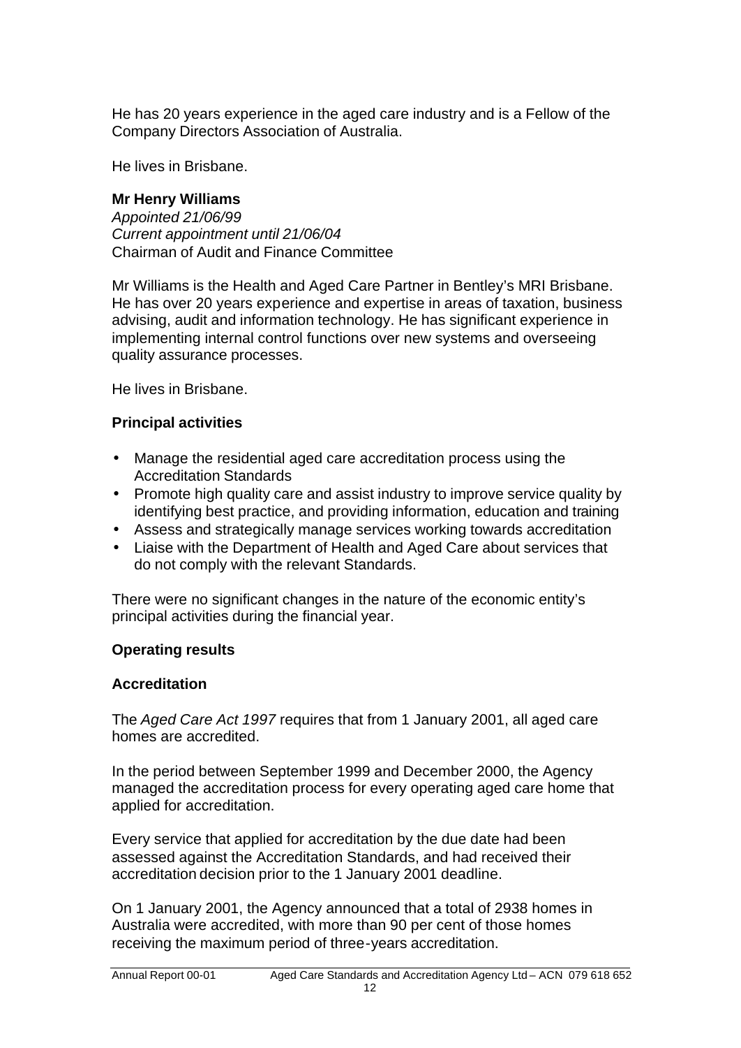He has 20 years experience in the aged care industry and is a Fellow of the Company Directors Association of Australia.

He lives in Brisbane.

**Mr Henry Williams**
*Appointed 21/06/99*
*Current appointment until 21/06/04*
Chairman of Audit and Finance Committee

Mr Williams is the Health and Aged Care Partner in Bentley's MRI Brisbane. He has over 20 years experience and expertise in areas of taxation, business advising, audit and information technology. He has significant experience in implementing internal control functions over new systems and overseeing quality assurance processes.

He lives in Brisbane.

**Principal activities**

- Manage the residential aged care accreditation process using the Accreditation Standards
- Promote high quality care and assist industry to improve service quality by identifying best practice, and providing information, education and training
- Assess and strategically manage services working towards accreditation
- Liaise with the Department of Health and Aged Care about services that do not comply with the relevant Standards.

There were no significant changes in the nature of the economic entity's principal activities during the financial year.

**Operating results**

**Accreditation**

The *Aged Care Act 1997* requires that from 1 January 2001, all aged care homes are accredited.

In the period between September 1999 and December 2000, the Agency managed the accreditation process for every operating aged care home that applied for accreditation.

Every service that applied for accreditation by the due date had been assessed against the Accreditation Standards, and had received their accreditation decision prior to the 1 January 2001 deadline.

On 1 January 2001, the Agency announced that a total of 2938 homes in Australia were accredited, with more than 90 per cent of those homes receiving the maximum period of three-years accreditation.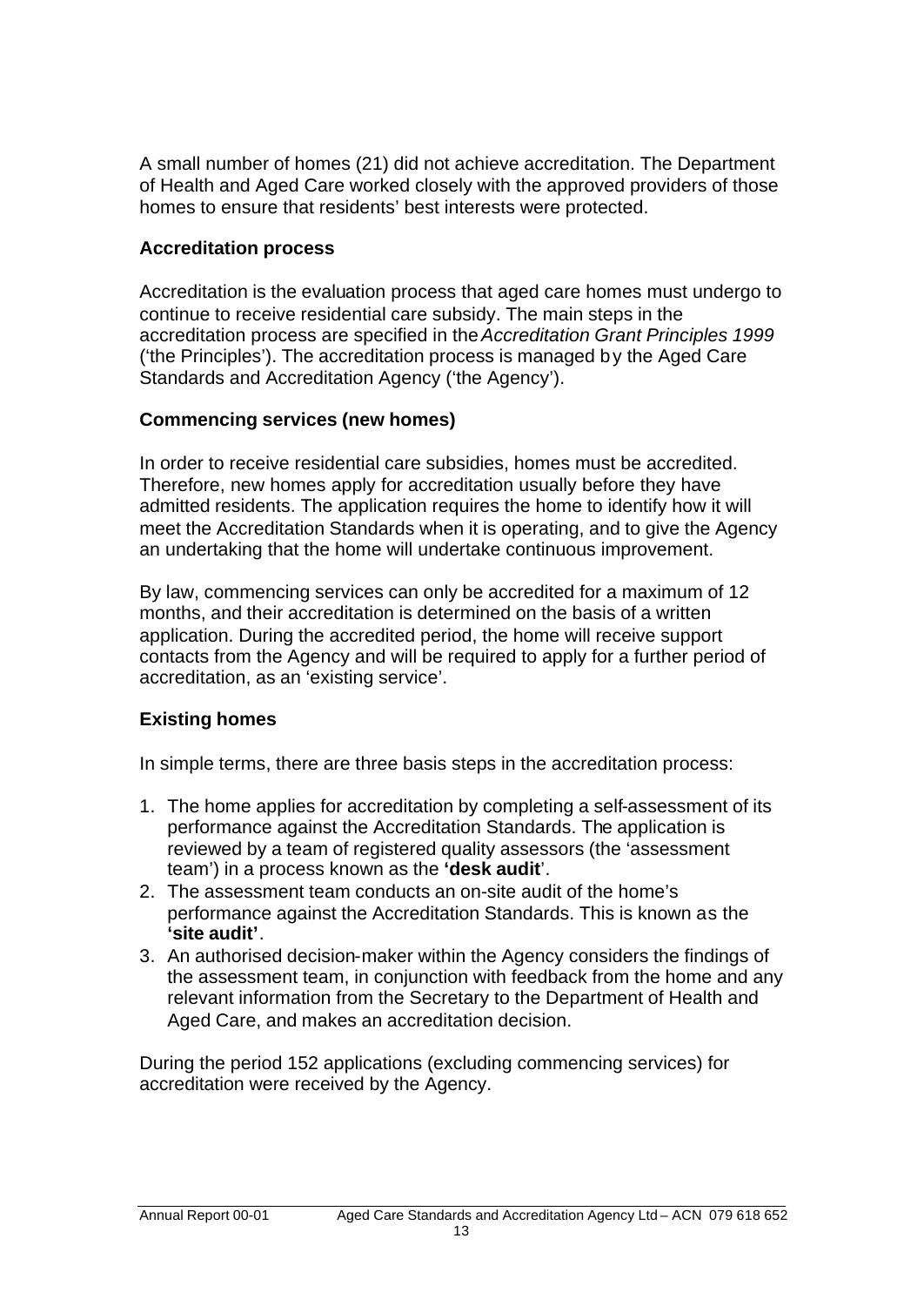A small number of homes (21) did not achieve accreditation. The Department of Health and Aged Care worked closely with the approved providers of those homes to ensure that residents' best interests were protected.

### Accreditation process

Accreditation is the evaluation process that aged care homes must undergo to continue to receive residential care subsidy. The main steps in the accreditation process are specified in the *Accreditation Grant Principles 1999* ('the Principles'). The accreditation process is managed by the Aged Care Standards and Accreditation Agency ('the Agency').

### Commencing services (new homes)

In order to receive residential care subsidies, homes must be accredited. Therefore, new homes apply for accreditation usually before they have admitted residents. The application requires the home to identify how it will meet the Accreditation Standards when it is operating, and to give the Agency an undertaking that the home will undertake continuous improvement.

By law, commencing services can only be accredited for a maximum of 12 months, and their accreditation is determined on the basis of a written application. During the accredited period, the home will receive support contacts from the Agency and will be required to apply for a further period of accreditation, as an 'existing service'.

### Existing homes

In simple terms, there are three basis steps in the accreditation process:

1. The home applies for accreditation by completing a self-assessment of its performance against the Accreditation Standards. The application is reviewed by a team of registered quality assessors (the 'assessment team') in a process known as the **'desk audit**'.
2. The assessment team conducts an on-site audit of the home's performance against the Accreditation Standards. This is known as the **'site audit'**.
3. An authorised decision-maker within the Agency considers the findings of the assessment team, in conjunction with feedback from the home and any relevant information from the Secretary to the Department of Health and Aged Care, and makes an accreditation decision.

During the period 152 applications (excluding commencing services) for accreditation were received by the Agency.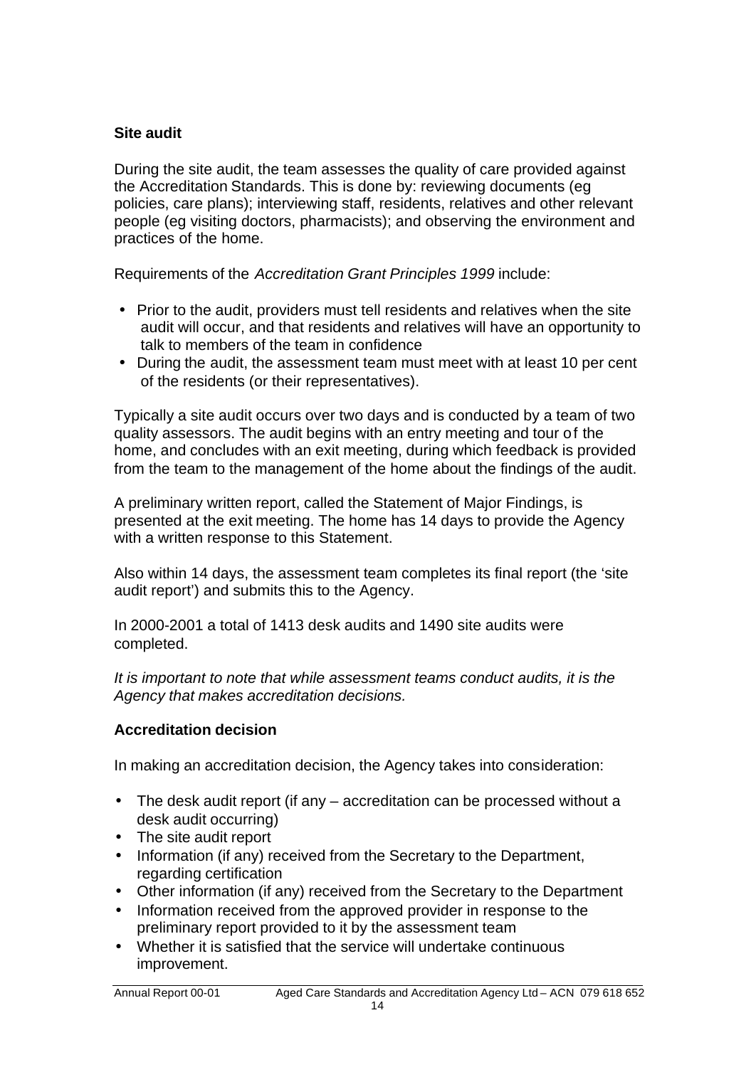### Site audit

During the site audit, the team assesses the quality of care provided against the Accreditation Standards. This is done by: reviewing documents (eg policies, care plans); interviewing staff, residents, relatives and other relevant people (eg visiting doctors, pharmacists); and observing the environment and practices of the home.

Requirements of the *Accreditation Grant Principles 1999* include:

- Prior to the audit, providers must tell residents and relatives when the site audit will occur, and that residents and relatives will have an opportunity to talk to members of the team in confidence
- During the audit, the assessment team must meet with at least 10 per cent of the residents (or their representatives).

Typically a site audit occurs over two days and is conducted by a team of two quality assessors. The audit begins with an entry meeting and tour of the home, and concludes with an exit meeting, during which feedback is provided from the team to the management of the home about the findings of the audit.

A preliminary written report, called the Statement of Major Findings, is presented at the exit meeting. The home has 14 days to provide the Agency with a written response to this Statement.

Also within 14 days, the assessment team completes its final report (the 'site audit report') and submits this to the Agency.

In 2000-2001 a total of 1413 desk audits and 1490 site audits were completed.

*It is important to note that while assessment teams conduct audits, it is the Agency that makes accreditation decisions.*

### Accreditation decision

In making an accreditation decision, the Agency takes into consideration:

- The desk audit report (if any – accreditation can be processed without a desk audit occurring)
- The site audit report
- Information (if any) received from the Secretary to the Department, regarding certification
- Other information (if any) received from the Secretary to the Department
- Information received from the approved provider in response to the preliminary report provided to it by the assessment team
- Whether it is satisfied that the service will undertake continuous improvement.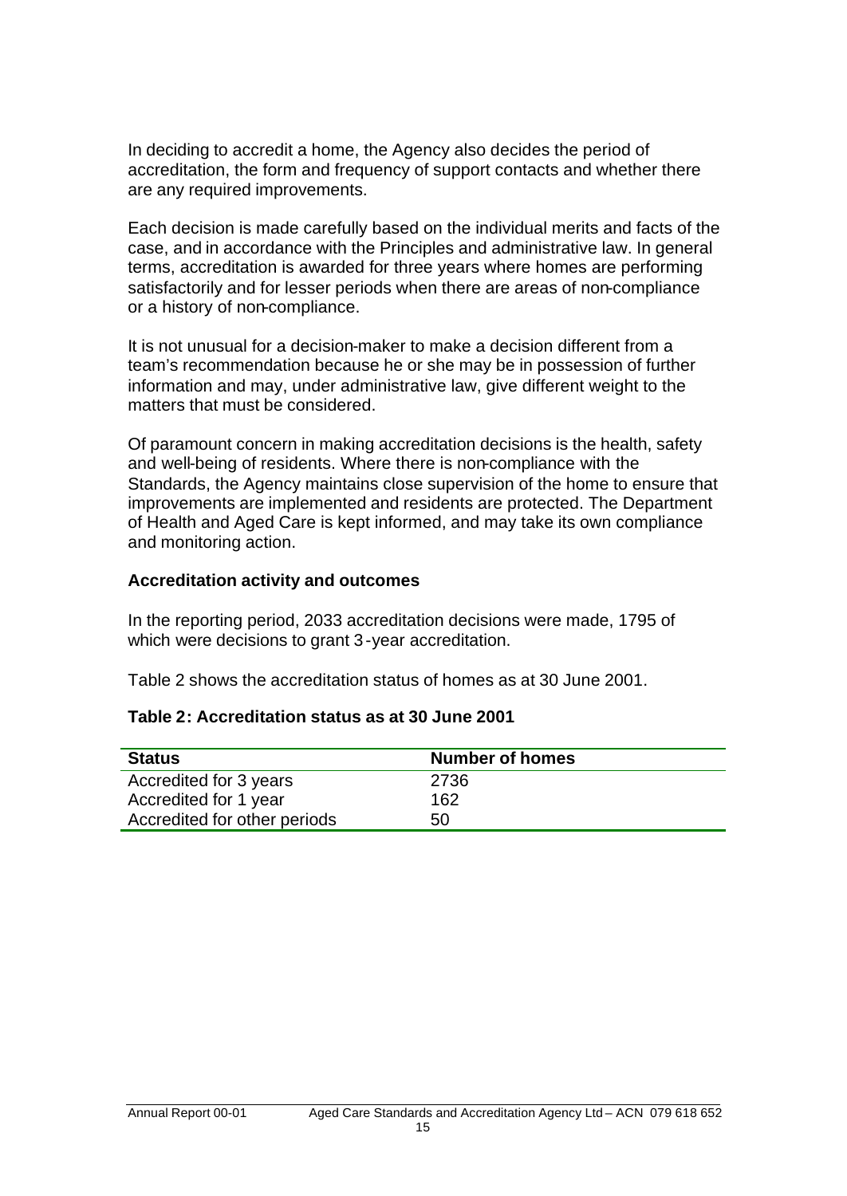In deciding to accredit a home, the Agency also decides the period of accreditation, the form and frequency of support contacts and whether there are any required improvements.

Each decision is made carefully based on the individual merits and facts of the case, and in accordance with the Principles and administrative law. In general terms, accreditation is awarded for three years where homes are performing satisfactorily and for lesser periods when there are areas of non-compliance or a history of non-compliance.

It is not unusual for a decision-maker to make a decision different from a team's recommendation because he or she may be in possession of further information and may, under administrative law, give different weight to the matters that must be considered.

Of paramount concern in making accreditation decisions is the health, safety and well-being of residents. Where there is non-compliance with the Standards, the Agency maintains close supervision of the home to ensure that improvements are implemented and residents are protected. The Department of Health and Aged Care is kept informed, and may take its own compliance and monitoring action.

### Accreditation activity and outcomes

In the reporting period, 2033 accreditation decisions were made, 1795 of which were decisions to grant 3-year accreditation.

Table 2 shows the accreditation status of homes as at 30 June 2001.

**Table 2: Accreditation status as at 30 June 2001**

| Status | Number of homes |
|---|---|
| Accredited for 3 years | 2736 |
| Accredited for 1 year | 162 |
| Accredited for other periods | 50 |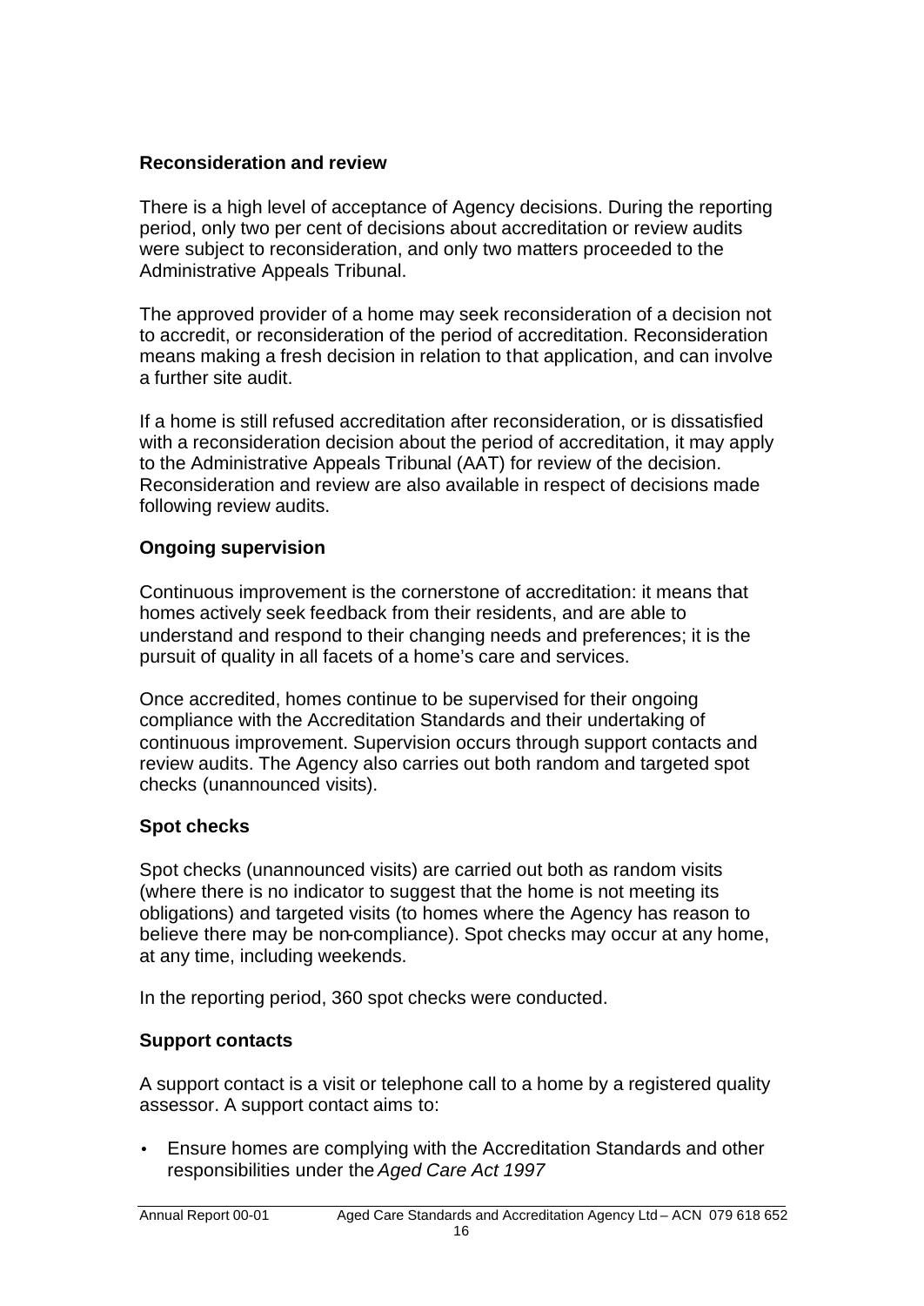### Reconsideration and review

There is a high level of acceptance of Agency decisions. During the reporting period, only two per cent of decisions about accreditation or review audits were subject to reconsideration, and only two matters proceeded to the Administrative Appeals Tribunal.

The approved provider of a home may seek reconsideration of a decision not to accredit, or reconsideration of the period of accreditation. Reconsideration means making a fresh decision in relation to that application, and can involve a further site audit.

If a home is still refused accreditation after reconsideration, or is dissatisfied with a reconsideration decision about the period of accreditation, it may apply to the Administrative Appeals Tribunal (AAT) for review of the decision. Reconsideration and review are also available in respect of decisions made following review audits.

### Ongoing supervision

Continuous improvement is the cornerstone of accreditation: it means that homes actively seek feedback from their residents, and are able to understand and respond to their changing needs and preferences; it is the pursuit of quality in all facets of a home's care and services.

Once accredited, homes continue to be supervised for their ongoing compliance with the Accreditation Standards and their undertaking of continuous improvement. Supervision occurs through support contacts and review audits. The Agency also carries out both random and targeted spot checks (unannounced visits).

### Spot checks

Spot checks (unannounced visits) are carried out both as random visits (where there is no indicator to suggest that the home is not meeting its obligations) and targeted visits (to homes where the Agency has reason to believe there may be non-compliance). Spot checks may occur at any home, at any time, including weekends.

In the reporting period, 360 spot checks were conducted.

### Support contacts

A support contact is a visit or telephone call to a home by a registered quality assessor. A support contact aims to:

- Ensure homes are complying with the Accreditation Standards and other responsibilities under the *Aged Care Act 1997*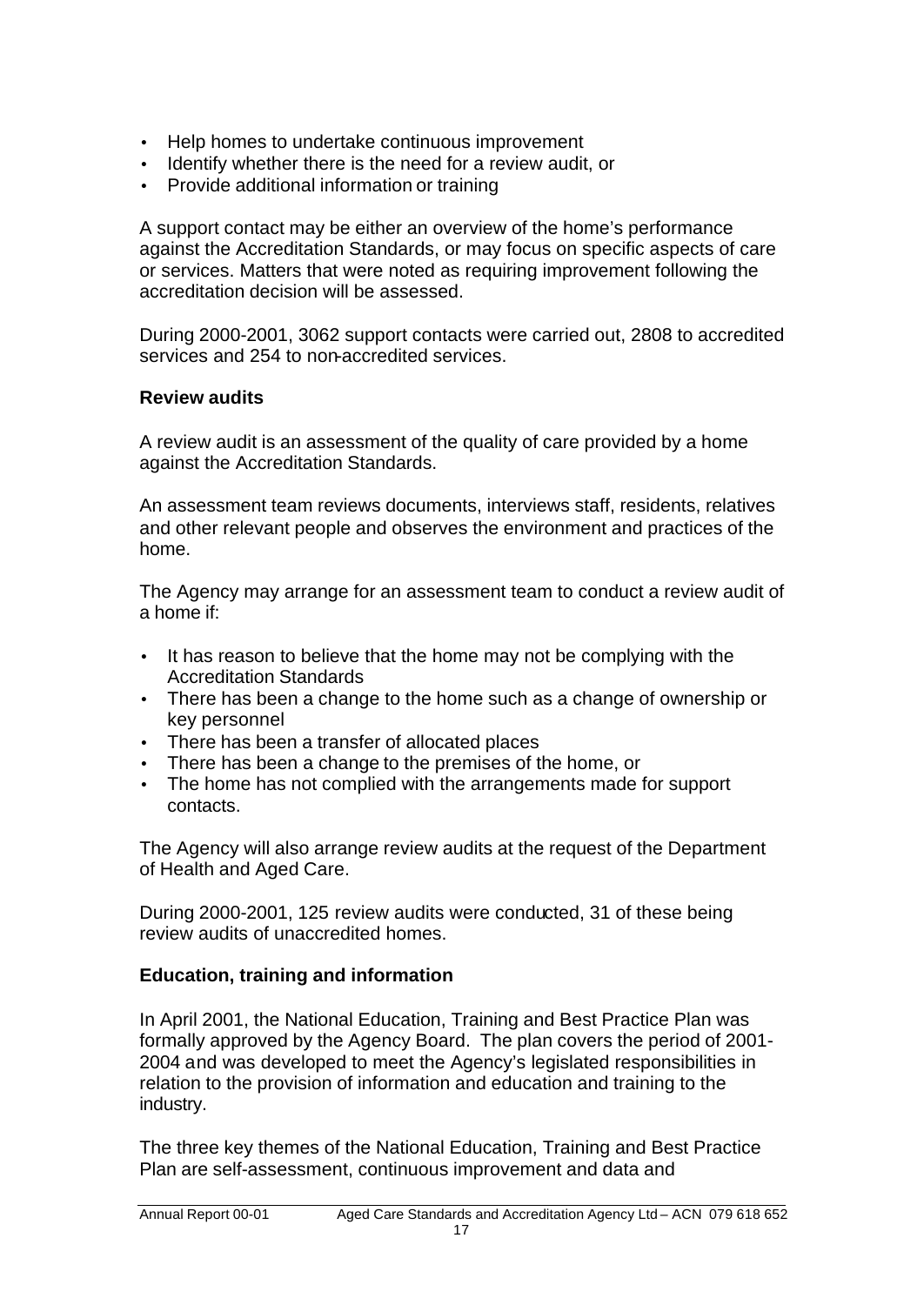- Help homes to undertake continuous improvement
- Identify whether there is the need for a review audit, or
- Provide additional information or training

A support contact may be either an overview of the home's performance against the Accreditation Standards, or may focus on specific aspects of care or services. Matters that were noted as requiring improvement following the accreditation decision will be assessed.

During 2000-2001, 3062 support contacts were carried out, 2808 to accredited services and 254 to non-accredited services.

### Review audits

A review audit is an assessment of the quality of care provided by a home against the Accreditation Standards.

An assessment team reviews documents, interviews staff, residents, relatives and other relevant people and observes the environment and practices of the home.

The Agency may arrange for an assessment team to conduct a review audit of a home if:

- It has reason to believe that the home may not be complying with the Accreditation Standards
- There has been a change to the home such as a change of ownership or key personnel
- There has been a transfer of allocated places
- There has been a change to the premises of the home, or
- The home has not complied with the arrangements made for support contacts.

The Agency will also arrange review audits at the request of the Department of Health and Aged Care.

During 2000-2001, 125 review audits were conducted, 31 of these being review audits of unaccredited homes.

### Education, training and information

In April 2001, the National Education, Training and Best Practice Plan was formally approved by the Agency Board. The plan covers the period of 2001-2004 and was developed to meet the Agency's legislated responsibilities in relation to the provision of information and education and training to the industry.

The three key themes of the National Education, Training and Best Practice Plan are self-assessment, continuous improvement and data and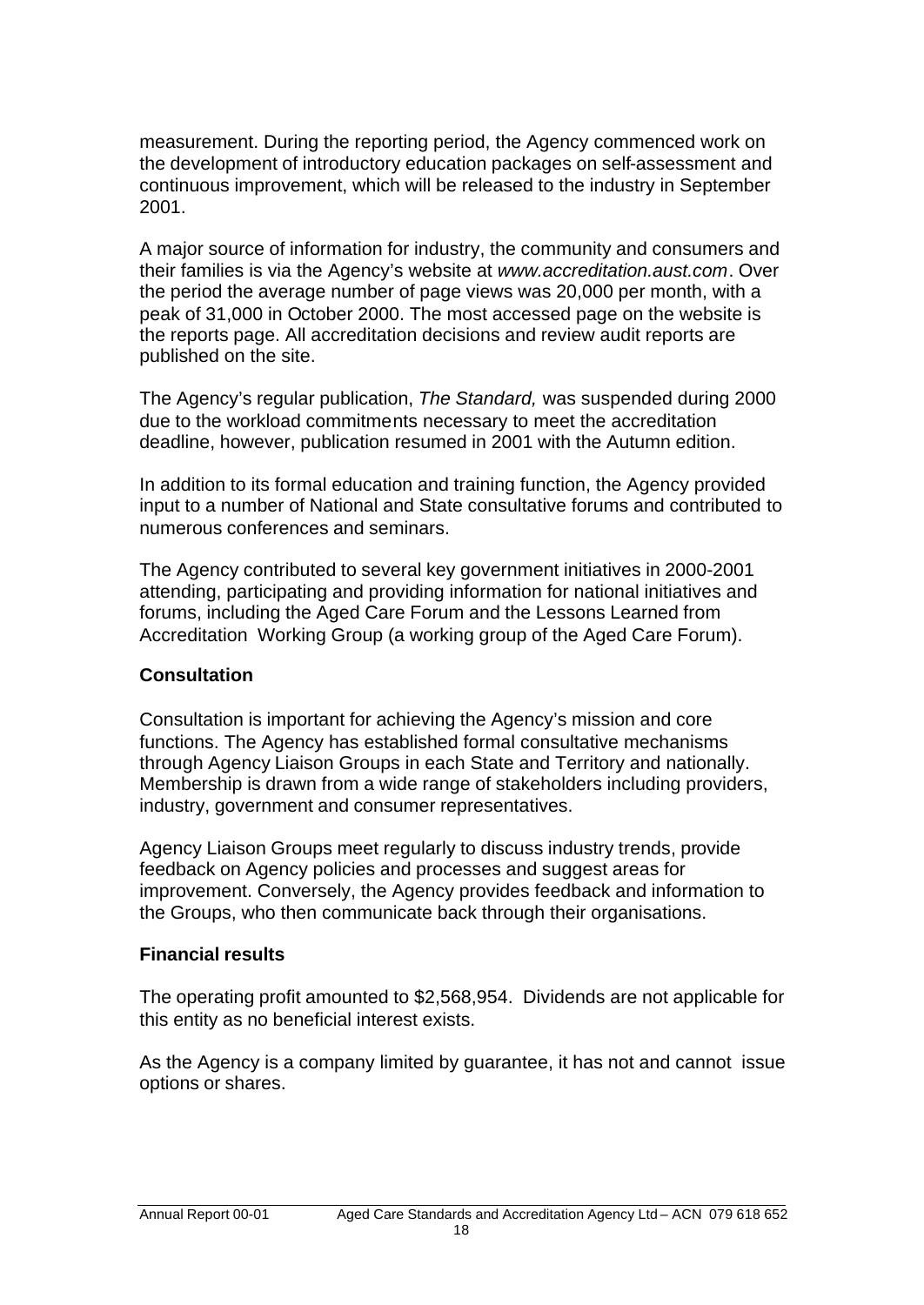measurement. During the reporting period, the Agency commenced work on the development of introductory education packages on self-assessment and continuous improvement, which will be released to the industry in September 2001.

A major source of information for industry, the community and consumers and their families is via the Agency's website at *www.accreditation.aust.com*. Over the period the average number of page views was 20,000 per month, with a peak of 31,000 in October 2000. The most accessed page on the website is the reports page. All accreditation decisions and review audit reports are published on the site.

The Agency's regular publication, *The Standard,* was suspended during 2000 due to the workload commitments necessary to meet the accreditation deadline, however, publication resumed in 2001 with the Autumn edition.

In addition to its formal education and training function, the Agency provided input to a number of National and State consultative forums and contributed to numerous conferences and seminars.

The Agency contributed to several key government initiatives in 2000-2001 attending, participating and providing information for national initiatives and forums, including the Aged Care Forum and the Lessons Learned from Accreditation Working Group (a working group of the Aged Care Forum).

**Consultation**

Consultation is important for achieving the Agency's mission and core functions. The Agency has established formal consultative mechanisms through Agency Liaison Groups in each State and Territory and nationally. Membership is drawn from a wide range of stakeholders including providers, industry, government and consumer representatives.

Agency Liaison Groups meet regularly to discuss industry trends, provide feedback on Agency policies and processes and suggest areas for improvement. Conversely, the Agency provides feedback and information to the Groups, who then communicate back through their organisations.

**Financial results**

The operating profit amounted to $2,568,954. Dividends are not applicable for this entity as no beneficial interest exists.

As the Agency is a company limited by guarantee, it has not and cannot issue options or shares.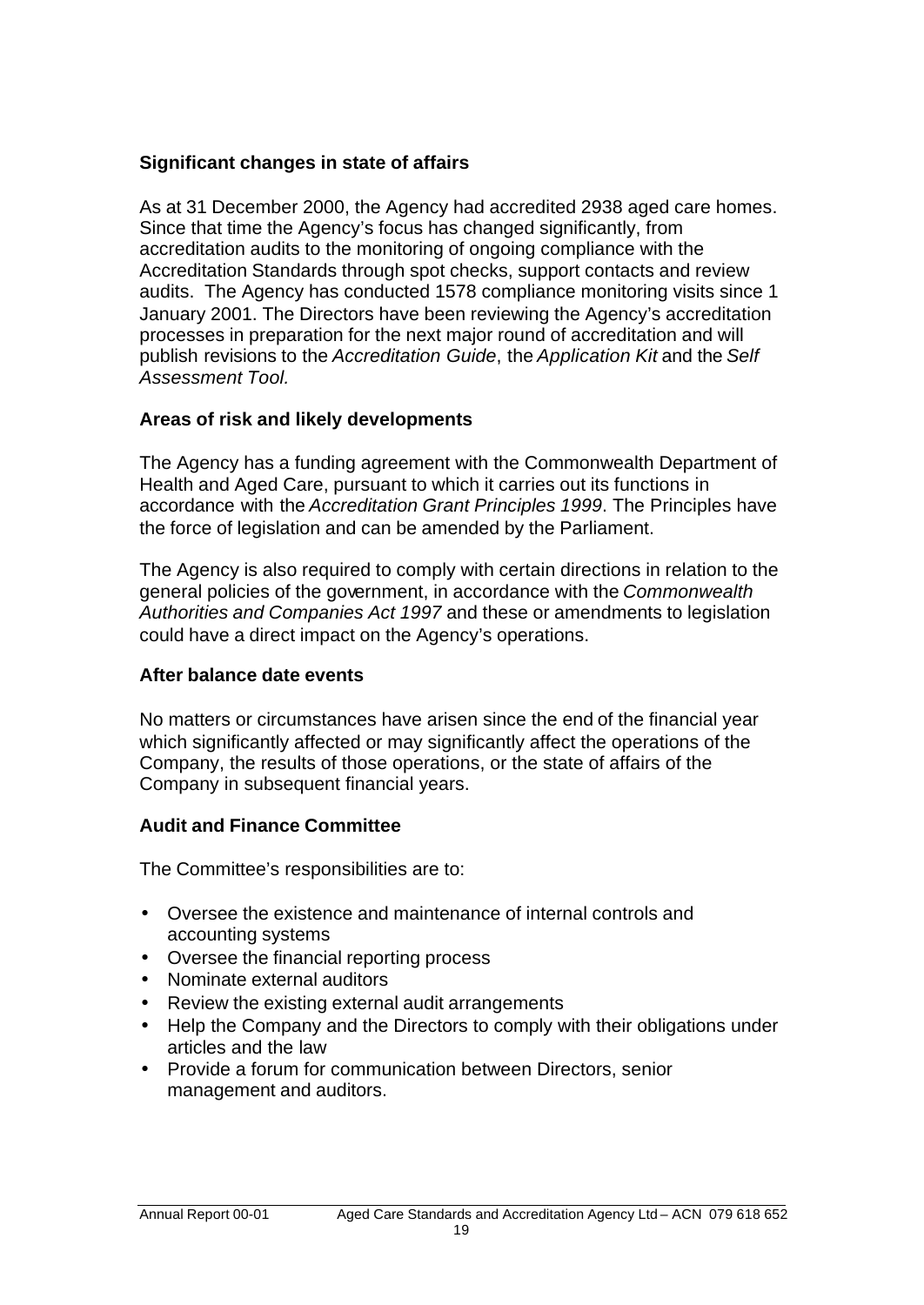### Significant changes in state of affairs

As at 31 December 2000, the Agency had accredited 2938 aged care homes. Since that time the Agency's focus has changed significantly, from accreditation audits to the monitoring of ongoing compliance with the Accreditation Standards through spot checks, support contacts and review audits. The Agency has conducted 1578 compliance monitoring visits since 1 January 2001. The Directors have been reviewing the Agency's accreditation processes in preparation for the next major round of accreditation and will publish revisions to the *Accreditation Guide*, the *Application Kit* and the *Self Assessment Tool.*

### Areas of risk and likely developments

The Agency has a funding agreement with the Commonwealth Department of Health and Aged Care, pursuant to which it carries out its functions in accordance with the *Accreditation Grant Principles 1999*. The Principles have the force of legislation and can be amended by the Parliament.

The Agency is also required to comply with certain directions in relation to the general policies of the government, in accordance with the *Commonwealth Authorities and Companies Act 1997* and these or amendments to legislation could have a direct impact on the Agency's operations.

### After balance date events

No matters or circumstances have arisen since the end of the financial year which significantly affected or may significantly affect the operations of the Company, the results of those operations, or the state of affairs of the Company in subsequent financial years.

### Audit and Finance Committee

The Committee's responsibilities are to:

- Oversee the existence and maintenance of internal controls and accounting systems
- Oversee the financial reporting process
- Nominate external auditors
- Review the existing external audit arrangements
- Help the Company and the Directors to comply with their obligations under articles and the law
- Provide a forum for communication between Directors, senior management and auditors.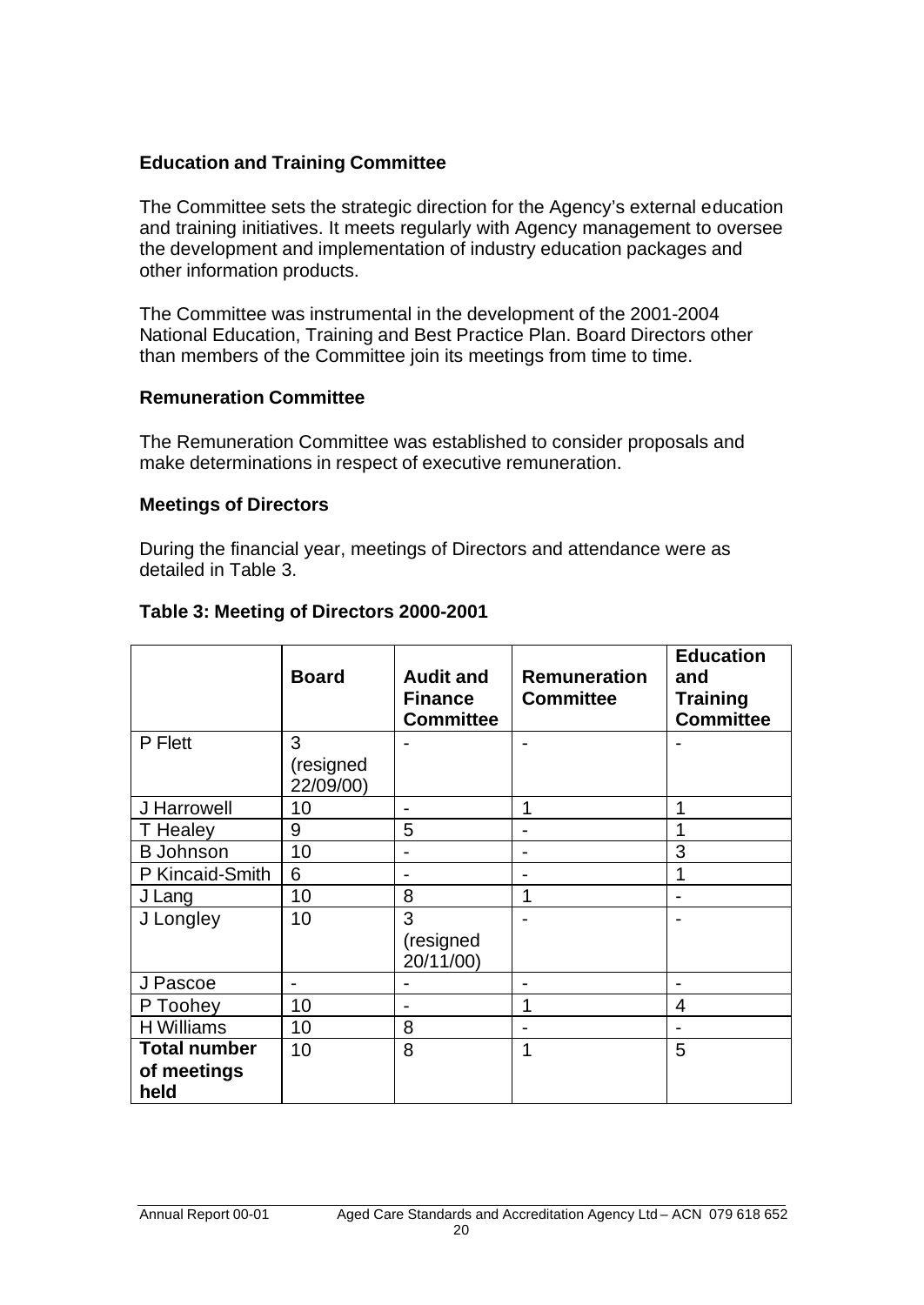### Education and Training Committee

The Committee sets the strategic direction for the Agency's external education and training initiatives. It meets regularly with Agency management to oversee the development and implementation of industry education packages and other information products.

The Committee was instrumental in the development of the 2001-2004 National Education, Training and Best Practice Plan. Board Directors other than members of the Committee join its meetings from time to time.

### Remuneration Committee

The Remuneration Committee was established to consider proposals and make determinations in respect of executive remuneration.

### Meetings of Directors

During the financial year, meetings of Directors and attendance were as detailed in Table 3.

**Table 3: Meeting of Directors 2000-2001**

| | Board | Audit and Finance Committee | Remuneration Committee | Education and Training Committee |
|---|---|---|---|---|
| P Flett | 3 (resigned 22/09/00) | - | - | - |
| J Harrowell | 10 | - | 1 | 1 |
| T Healey | 9 | 5 | - | 1 |
| B Johnson | 10 | - | - | 3 |
| P Kincaid-Smith | 6 | - | - | 1 |
| J Lang | 10 | 8 | 1 | - |
| J Longley | 10 | 3 (resigned 20/11/00) | - | - |
| J Pascoe | - | - | - | - |
| P Toohey | 10 | - | 1 | 4 |
| H Williams | 10 | 8 | - | - |
| **Total number of meetings held** | 10 | 8 | 1 | 5 |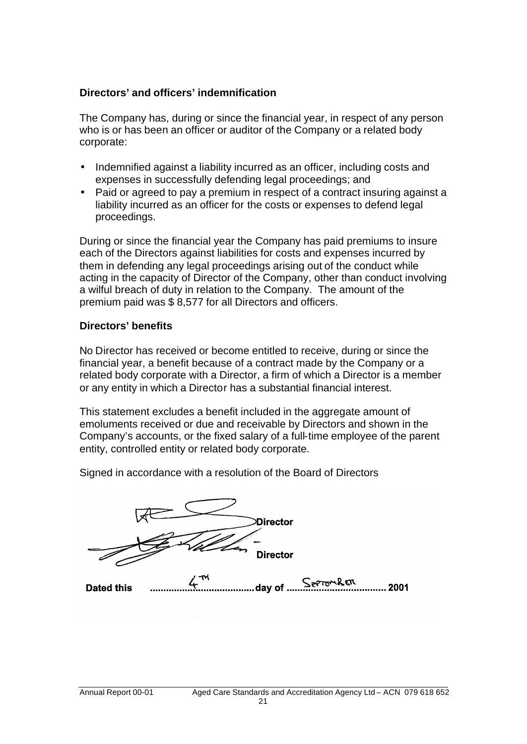### Directors' and officers' indemnification

The Company has, during or since the financial year, in respect of any person who is or has been an officer or auditor of the Company or a related body corporate:

- Indemnified against a liability incurred as an officer, including costs and expenses in successfully defending legal proceedings; and
- Paid or agreed to pay a premium in respect of a contract insuring against a liability incurred as an officer for the costs or expenses to defend legal proceedings.

During or since the financial year the Company has paid premiums to insure each of the Directors against liabilities for costs and expenses incurred by them in defending any legal proceedings arising out of the conduct while acting in the capacity of Director of the Company, other than conduct involving a wilful breach of duty in relation to the Company. The amount of the premium paid was $ 8,577 for all Directors and officers.

### Directors' benefits

No Director has received or become entitled to receive, during or since the financial year, a benefit because of a contract made by the Company or a related body corporate with a Director, a firm of which a Director is a member or any entity in which a Director has a substantial financial interest.

This statement excludes a benefit included in the aggregate amount of emoluments received or due and receivable by Directors and shown in the Company's accounts, or the fixed salary of a full-time employee of the parent entity, controlled entity or related body corporate.

Signed in accordance with a resolution of the Board of Directors

**Director**

**Director**

**Dated this** 4TH **day of** SEPTEMBER **2001**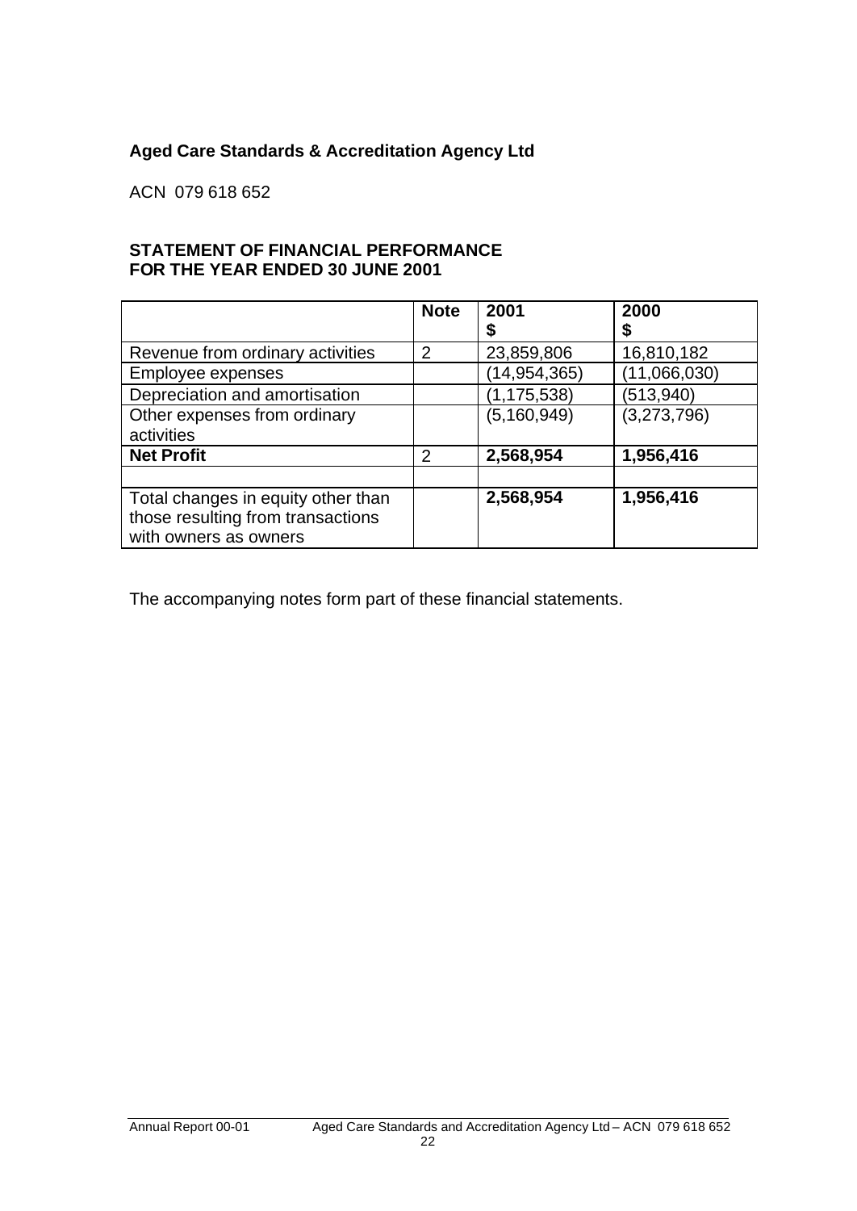**Aged Care Standards & Accreditation Agency Ltd**

ACN 079 618 652

**STATEMENT OF FINANCIAL PERFORMANCE**
**FOR THE YEAR ENDED 30 JUNE 2001**

| | **Note** | **2001** **$** | **2000** **$** |
|---|---|---|---|
| Revenue from ordinary activities | 2 | 23,859,806 | 16,810,182 |
| Employee expenses | | (14,954,365) | (11,066,030) |
| Depreciation and amortisation | | (1,175,538) | (513,940) |
| Other expenses from ordinary activities | | (5,160,949) | (3,273,796) |
| **Net Profit** | 2 | **2,568,954** | **1,956,416** |
| | | | |
| Total changes in equity other than those resulting from transactions with owners as owners | | **2,568,954** | **1,956,416** |

The accompanying notes form part of these financial statements.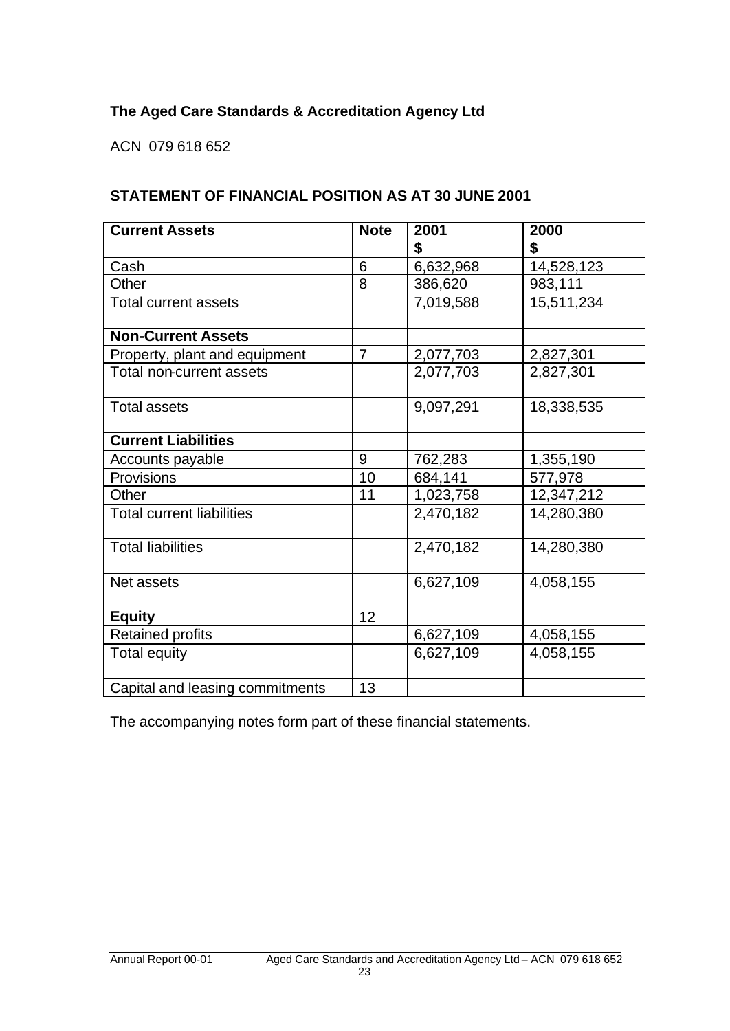**The Aged Care Standards & Accreditation Agency Ltd**

ACN 079 618 652

**STATEMENT OF FINANCIAL POSITION AS AT 30 JUNE 2001**

| **Current Assets** | **Note** | **2001 $** | **2000 $** |
|---|---|---|---|
| Cash | 6 | 6,632,968 | 14,528,123 |
| Other | 8 | 386,620 | 983,111 |
| Total current assets | | 7,019,588 | 15,511,234 |
| **Non-Current Assets** | | | |
| Property, plant and equipment | 7 | 2,077,703 | 2,827,301 |
| Total non-current assets | | 2,077,703 | 2,827,301 |
| Total assets | | 9,097,291 | 18,338,535 |
| **Current Liabilities** | | | |
| Accounts payable | 9 | 762,283 | 1,355,190 |
| Provisions | 10 | 684,141 | 577,978 |
| Other | 11 | 1,023,758 | 12,347,212 |
| Total current liabilities | | 2,470,182 | 14,280,380 |
| Total liabilities | | 2,470,182 | 14,280,380 |
| Net assets | | 6,627,109 | 4,058,155 |
| **Equity** | 12 | | |
| Retained profits | | 6,627,109 | 4,058,155 |
| Total equity | | 6,627,109 | 4,058,155 |
| Capital and leasing commitments | 13 | | |

The accompanying notes form part of these financial statements.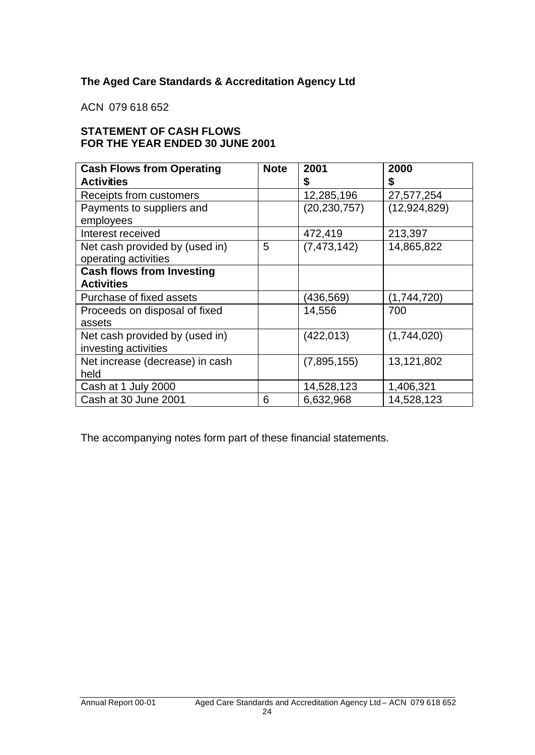**The Aged Care Standards & Accreditation Agency Ltd**

ACN 079 618 652

**STATEMENT OF CASH FLOWS**
**FOR THE YEAR ENDED 30 JUNE 2001**

| **Cash Flows from Operating Activities** | **Note** | **2001** **$** | **2000** **$** |
|---|---|---|---|
| Receipts from customers | | 12,285,196 | 27,577,254 |
| Payments to suppliers and employees | | (20,230,757) | (12,924,829) |
| Interest received | | 472,419 | 213,397 |
| Net cash provided by (used in) operating activities | 5 | (7,473,142) | 14,865,822 |
| **Cash flows from Investing Activities** | | | |
| Purchase of fixed assets | | (436,569) | (1,744,720) |
| Proceeds on disposal of fixed assets | | 14,556 | 700 |
| Net cash provided by (used in) investing activities | | (422,013) | (1,744,020) |
| Net increase (decrease) in cash held | | (7,895,155) | 13,121,802 |
| Cash at 1 July 2000 | | 14,528,123 | 1,406,321 |
| Cash at 30 June 2001 | 6 | 6,632,968 | 14,528,123 |

The accompanying notes form part of these financial statements.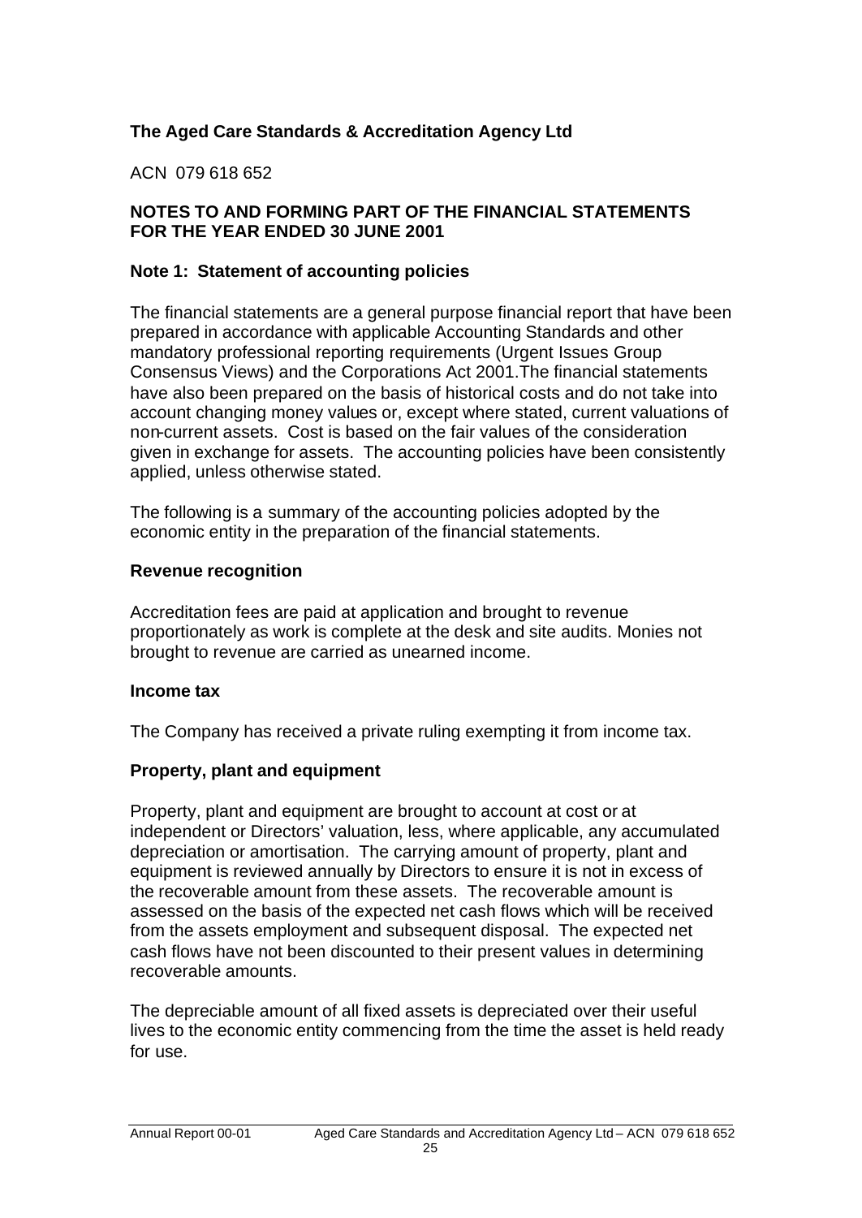**The Aged Care Standards & Accreditation Agency Ltd**

ACN 079 618 652

**NOTES TO AND FORMING PART OF THE FINANCIAL STATEMENTS FOR THE YEAR ENDED 30 JUNE 2001**

## Note 1: Statement of accounting policies

The financial statements are a general purpose financial report that have been prepared in accordance with applicable Accounting Standards and other mandatory professional reporting requirements (Urgent Issues Group Consensus Views) and the Corporations Act 2001.The financial statements have also been prepared on the basis of historical costs and do not take into account changing money values or, except where stated, current valuations of non-current assets. Cost is based on the fair values of the consideration given in exchange for assets. The accounting policies have been consistently applied, unless otherwise stated.

The following is a summary of the accounting policies adopted by the economic entity in the preparation of the financial statements.

### Revenue recognition

Accreditation fees are paid at application and brought to revenue proportionately as work is complete at the desk and site audits. Monies not brought to revenue are carried as unearned income.

### Income tax

The Company has received a private ruling exempting it from income tax.

### Property, plant and equipment

Property, plant and equipment are brought to account at cost or at independent or Directors' valuation, less, where applicable, any accumulated depreciation or amortisation. The carrying amount of property, plant and equipment is reviewed annually by Directors to ensure it is not in excess of the recoverable amount from these assets. The recoverable amount is assessed on the basis of the expected net cash flows which will be received from the assets employment and subsequent disposal. The expected net cash flows have not been discounted to their present values in determining recoverable amounts.

The depreciable amount of all fixed assets is depreciated over their useful lives to the economic entity commencing from the time the asset is held ready for use.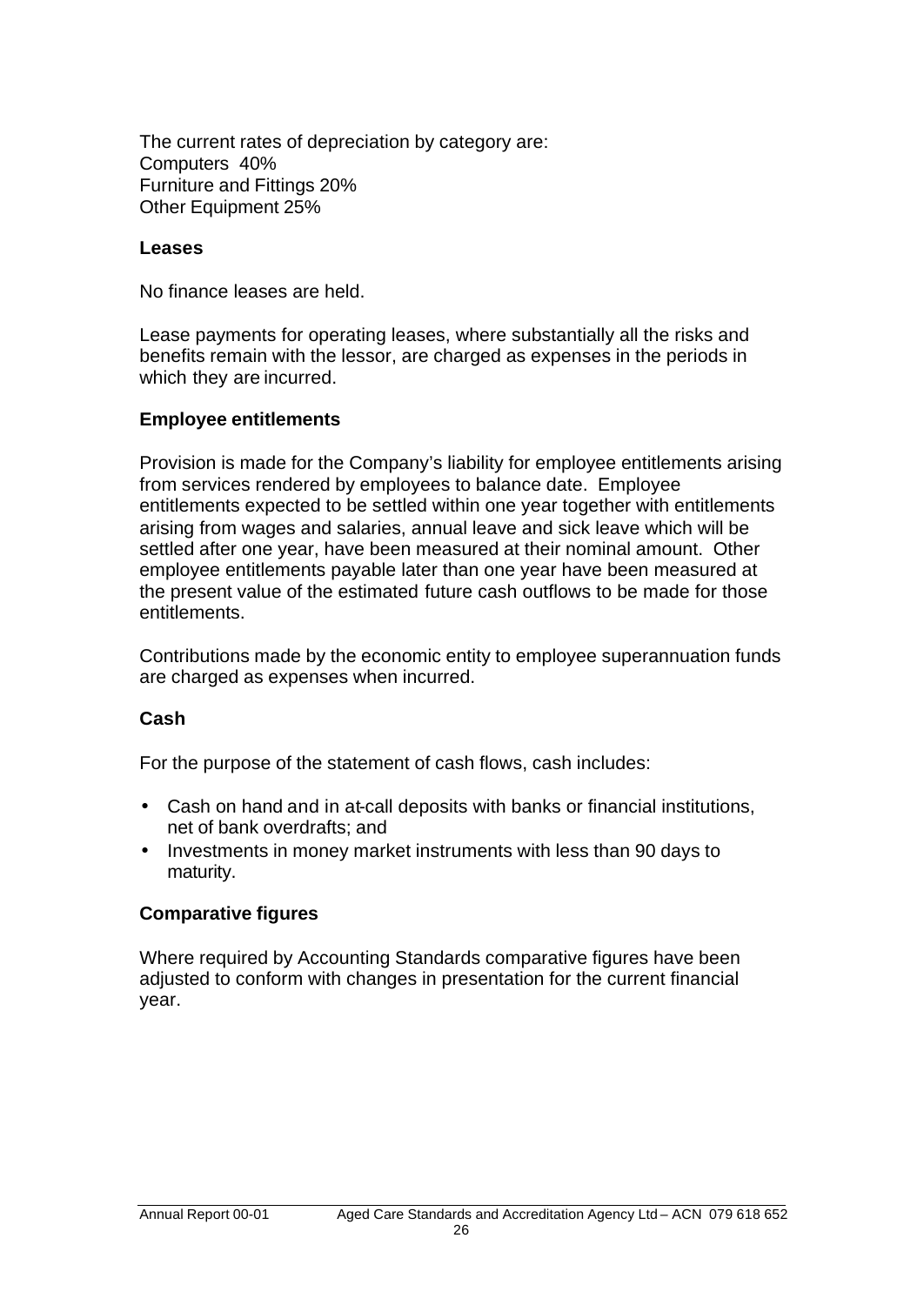The current rates of depreciation by category are:
Computers 40%
Furniture and Fittings 20%
Other Equipment 25%

**Leases**

No finance leases are held.

Lease payments for operating leases, where substantially all the risks and benefits remain with the lessor, are charged as expenses in the periods in which they are incurred.

**Employee entitlements**

Provision is made for the Company's liability for employee entitlements arising from services rendered by employees to balance date. Employee entitlements expected to be settled within one year together with entitlements arising from wages and salaries, annual leave and sick leave which will be settled after one year, have been measured at their nominal amount. Other employee entitlements payable later than one year have been measured at the present value of the estimated future cash outflows to be made for those entitlements.

Contributions made by the economic entity to employee superannuation funds are charged as expenses when incurred.

**Cash**

For the purpose of the statement of cash flows, cash includes:

- Cash on hand and in at-call deposits with banks or financial institutions, net of bank overdrafts; and
- Investments in money market instruments with less than 90 days to maturity.

**Comparative figures**

Where required by Accounting Standards comparative figures have been adjusted to conform with changes in presentation for the current financial year.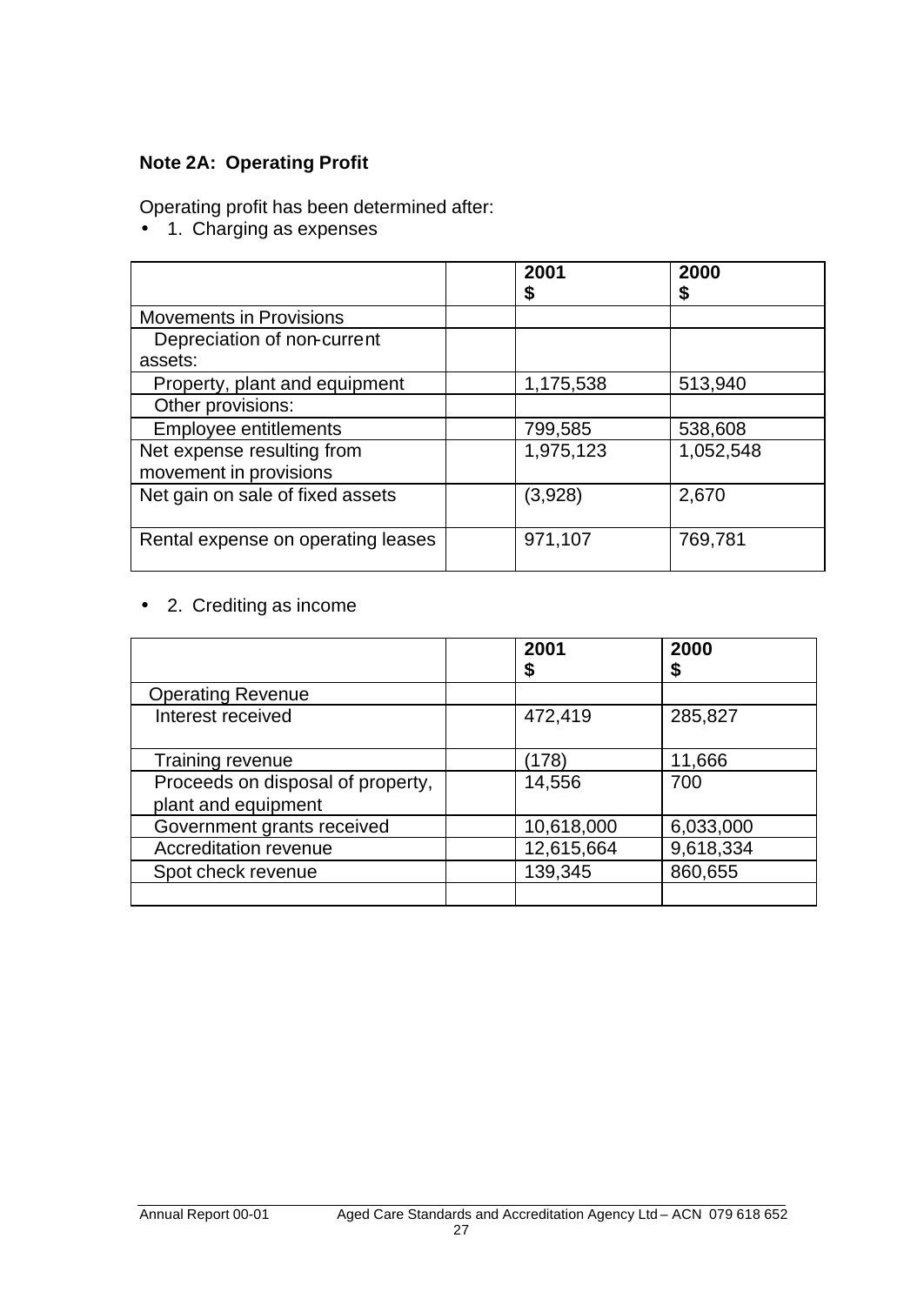**Note 2A: Operating Profit**

Operating profit has been determined after:

- 1. Charging as expenses

| | | 2001<br>$ | 2000<br>$ |
|---|---|---|---|
| Movements in Provisions | | | |
| Depreciation of non-current assets: | | | |
| Property, plant and equipment | | 1,175,538 | 513,940 |
| Other provisions: | | | |
| Employee entitlements | | 799,585 | 538,608 |
| Net expense resulting from movement in provisions | | 1,975,123 | 1,052,548 |
| Net gain on sale of fixed assets | | (3,928) | 2,670 |
| Rental expense on operating leases | | 971,107 | 769,781 |

- 2. Crediting as income

| | | 2001<br>$ | 2000<br>$ |
|---|---|---|---|
| Operating Revenue | | | |
| Interest received | | 472,419 | 285,827 |
| Training revenue | | (178) | 11,666 |
| Proceeds on disposal of property, plant and equipment | | 14,556 | 700 |
| Government grants received | | 10,618,000 | 6,033,000 |
| Accreditation revenue | | 12,615,664 | 9,618,334 |
| Spot check revenue | | 139,345 | 860,655 |
| | | | |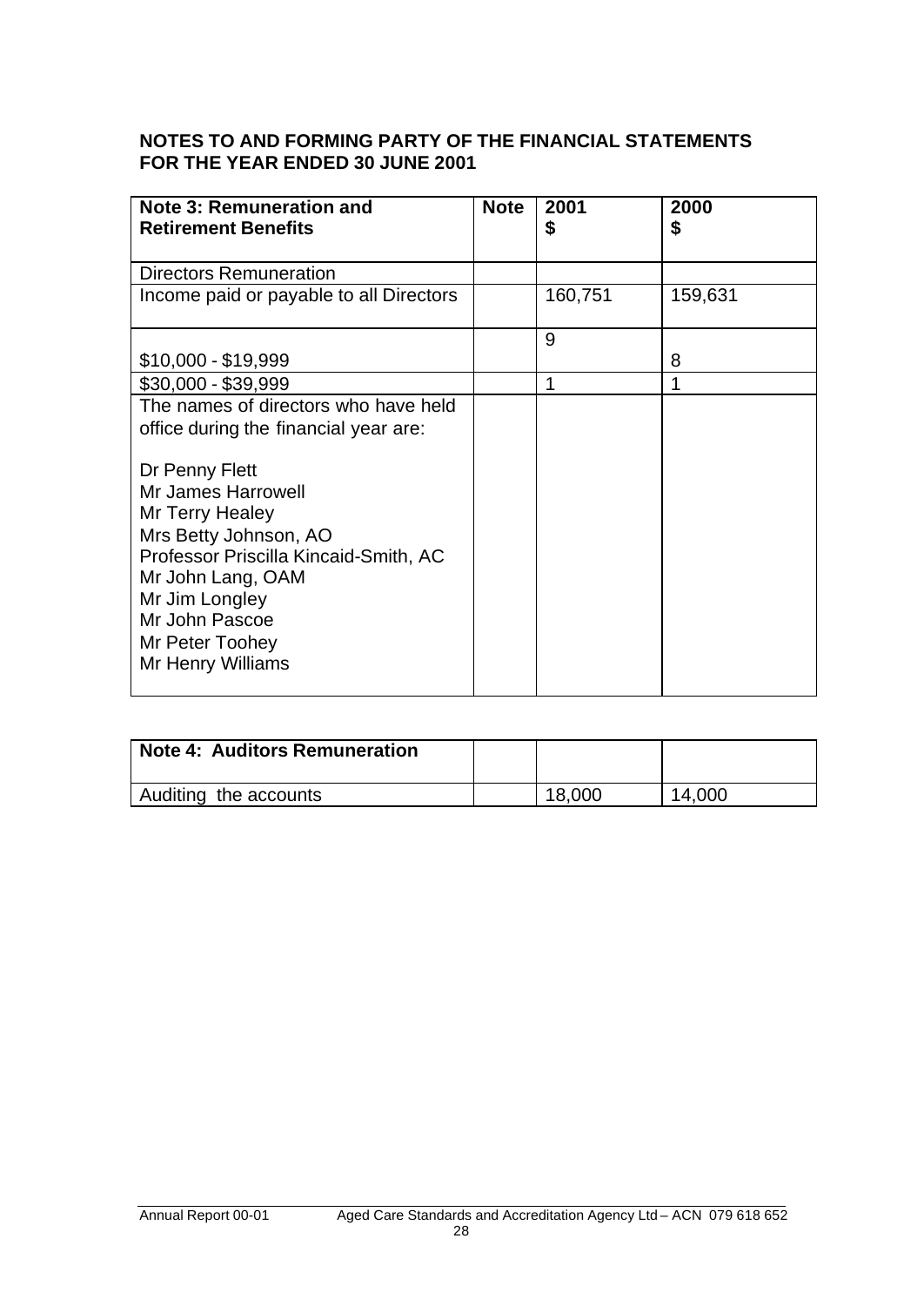**NOTES TO AND FORMING PARTY OF THE FINANCIAL STATEMENTS FOR THE YEAR ENDED 30 JUNE 2001**

| Note 3: Remuneration and Retirement Benefits | Note | 2001<br>$ | 2000<br>$ |
|---|---|---|---|
| Directors Remuneration | | | |
| Income paid or payable to all Directors | | 160,751 | 159,631 |
| $10,000 - $19,999 | | 9 | 8 |
| $30,000 - $39,999 | | 1 | 1 |
| The names of directors who have held office during the financial year are:<br><br>Dr Penny Flett<br>Mr James Harrowell<br>Mr Terry Healey<br>Mrs Betty Johnson, AO<br>Professor Priscilla Kincaid-Smith, AC<br>Mr John Lang, OAM<br>Mr Jim Longley<br>Mr John Pascoe<br>Mr Peter Toohey<br>Mr Henry Williams | | | |

| Note 4: Auditors Remuneration | | | |
|---|---|---|---|
| Auditing the accounts | | 18,000 | 14,000 |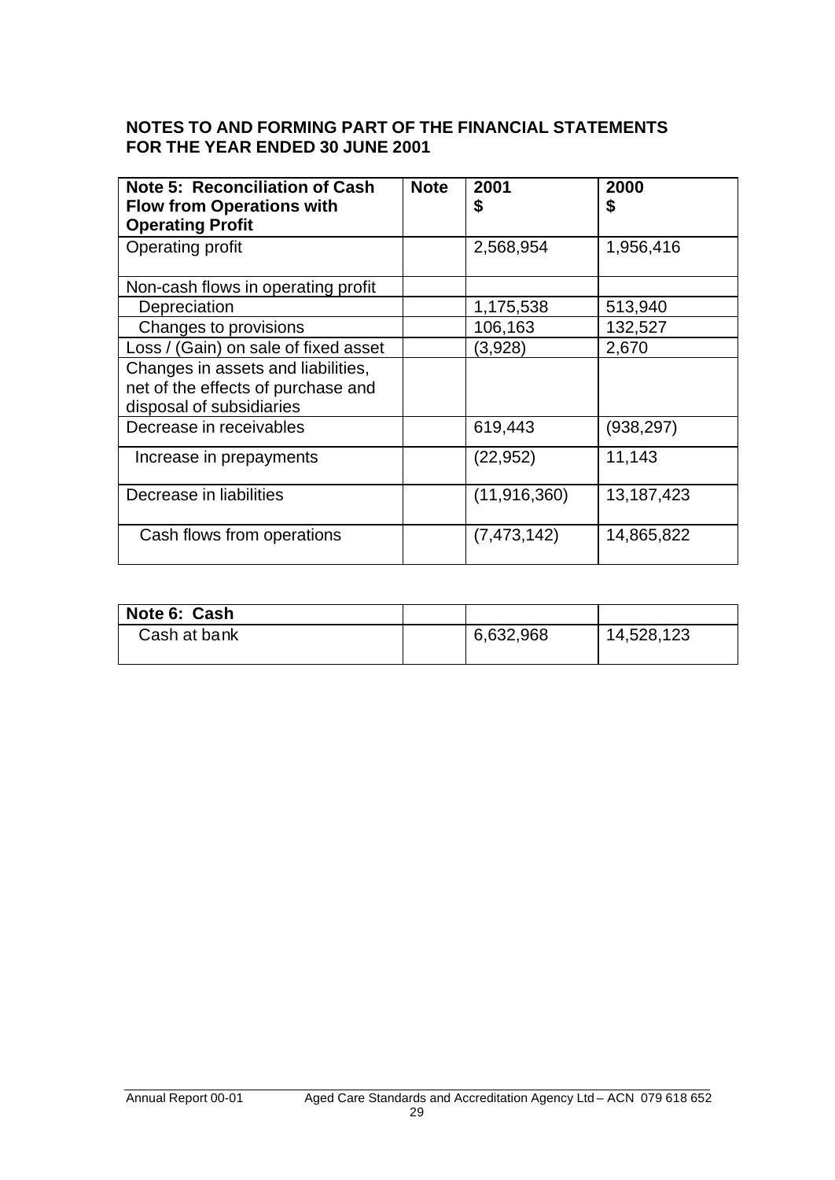**NOTES TO AND FORMING PART OF THE FINANCIAL STATEMENTS FOR THE YEAR ENDED 30 JUNE 2001**

| **Note 5: Reconciliation of Cash Flow from Operations with Operating Profit** | **Note** | **2001 $** | **2000 $** |
|---|---|---|---|
| Operating profit | | 2,568,954 | 1,956,416 |
| Non-cash flows in operating profit | | | |
| Depreciation | | 1,175,538 | 513,940 |
| Changes to provisions | | 106,163 | 132,527 |
| Loss / (Gain) on sale of fixed asset | | (3,928) | 2,670 |
| Changes in assets and liabilities, net of the effects of purchase and disposal of subsidiaries | | | |
| Decrease in receivables | | 619,443 | (938,297) |
| Increase in prepayments | | (22,952) | 11,143 |
| Decrease in liabilities | | (11,916,360) | 13,187,423 |
| Cash flows from operations | | (7,473,142) | 14,865,822 |

| **Note 6: Cash** | | | |
|---|---|---|---|
| Cash at bank | | 6,632,968 | 14,528,123 |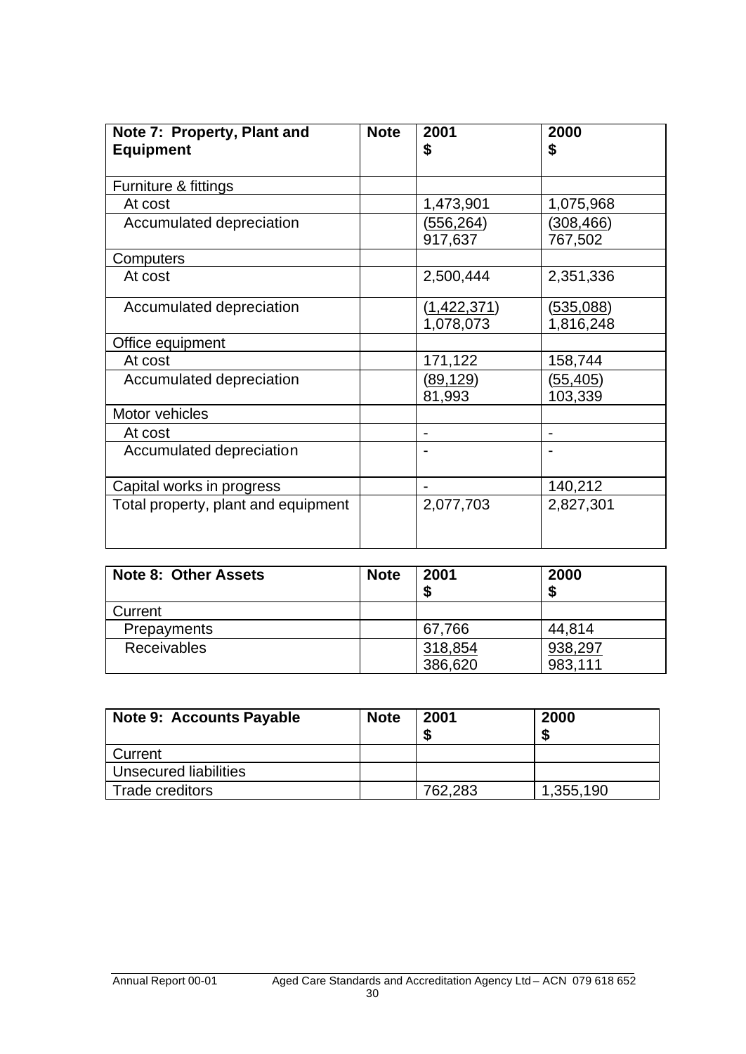| Note 7: Property, Plant and Equipment | Note | 2001 $ | 2000 $ |
|---|---|---|---|
| Furniture & fittings | | | |
| At cost | | 1,473,901 | 1,075,968 |
| Accumulated depreciation | | (556,264) | (308,466) |
| | | 917,637 | 767,502 |
| Computers | | | |
| At cost | | 2,500,444 | 2,351,336 |
| Accumulated depreciation | | (1,422,371) | (535,088) |
| | | 1,078,073 | 1,816,248 |
| Office equipment | | | |
| At cost | | 171,122 | 158,744 |
| Accumulated depreciation | | (89,129) | (55,405) |
| | | 81,993 | 103,339 |
| Motor vehicles | | | |
| At cost | | - | - |
| Accumulated depreciation | | - | - |
| Capital works in progress | | - | 140,212 |
| Total property, plant and equipment | | 2,077,703 | 2,827,301 |

| Note 8: Other Assets | Note | 2001 $ | 2000 $ |
|---|---|---|---|
| Current | | | |
| Prepayments | | 67,766 | 44,814 |
| Receivables | | 318,854 | 938,297 |
| | | 386,620 | 983,111 |

| Note 9: Accounts Payable | Note | 2001 $ | 2000 $ |
|---|---|---|---|
| Current | | | |
| Unsecured liabilities | | | |
| Trade creditors | | 762,283 | 1,355,190 |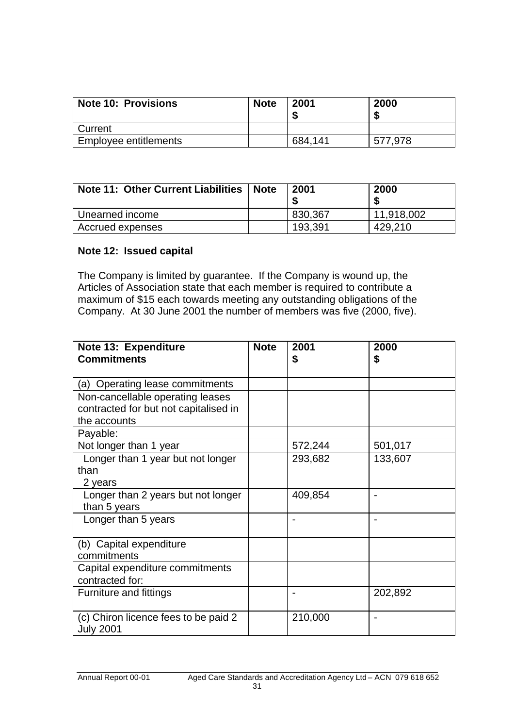| Note 10: Provisions | Note | 2001<br>$ | 2000<br>$ |
|---|---|---|---|
| Current | | | |
| Employee entitlements | | 684,141 | 577,978 |

| Note 11: Other Current Liabilities | Note | 2001<br>$ | 2000<br>$ |
|---|---|---|---|
| Unearned income | | 830,367 | 11,918,002 |
| Accrued expenses | | 193,391 | 429,210 |

**Note 12: Issued capital**

The Company is limited by guarantee. If the Company is wound up, the Articles of Association state that each member is required to contribute a maximum of $15 each towards meeting any outstanding obligations of the Company. At 30 June 2001 the number of members was five (2000, five).

| Note 13: Expenditure Commitments | Note | 2001<br>$ | 2000<br>$ |
|---|---|---|---|
| (a) Operating lease commitments | | | |
| Non-cancellable operating leases contracted for but not capitalised in the accounts | | | |
| Payable: | | | |
| Not longer than 1 year | | 572,244 | 501,017 |
| Longer than 1 year but not longer than 2 years | | 293,682 | 133,607 |
| Longer than 2 years but not longer than 5 years | | 409,854 | - |
| Longer than 5 years | | - | - |
| (b) Capital expenditure commitments | | | |
| Capital expenditure commitments contracted for: | | | |
| Furniture and fittings | | - | 202,892 |
| (c) Chiron licence fees to be paid 2 July 2001 | | 210,000 | - |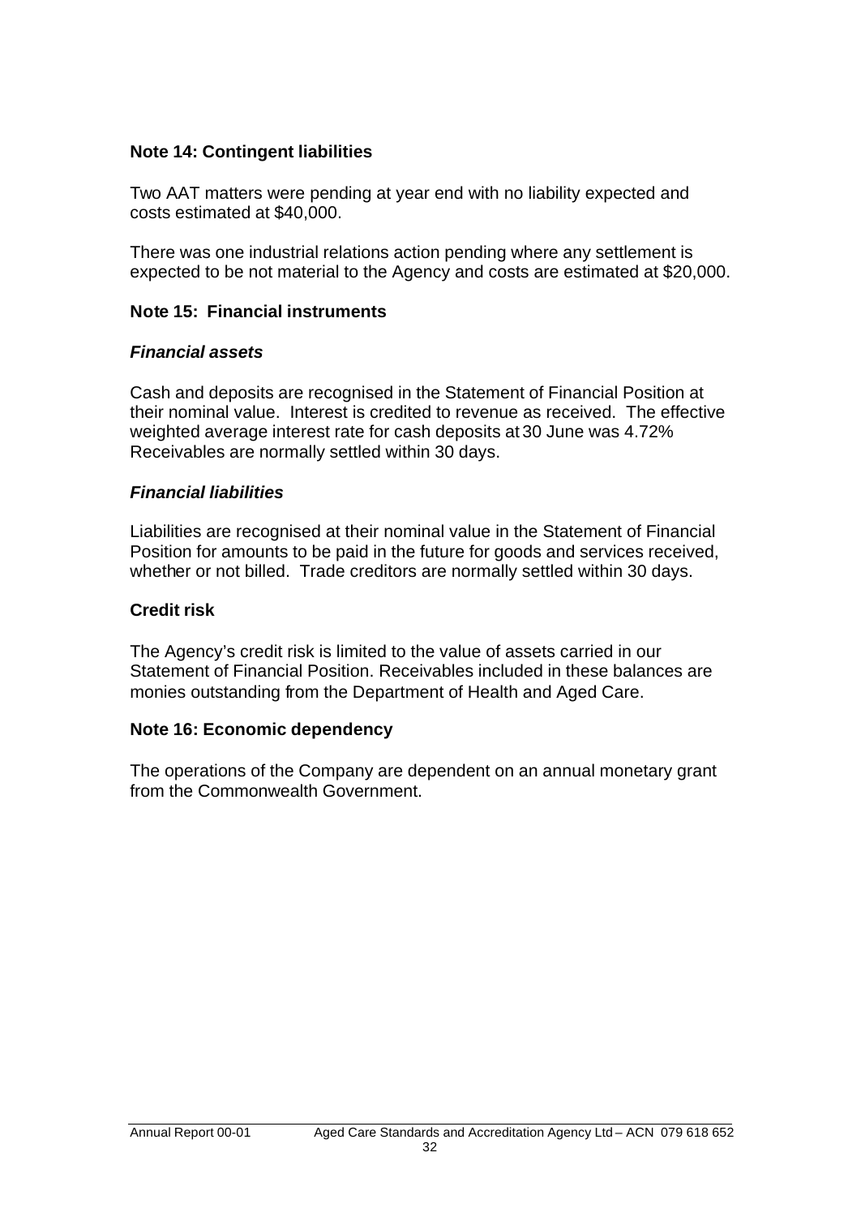### Note 14: Contingent liabilities

Two AAT matters were pending at year end with no liability expected and costs estimated at $40,000.

There was one industrial relations action pending where any settlement is expected to be not material to the Agency and costs are estimated at $20,000.

### Note 15: Financial instruments

#### *Financial assets*

Cash and deposits are recognised in the Statement of Financial Position at their nominal value. Interest is credited to revenue as received. The effective weighted average interest rate for cash deposits at 30 June was 4.72% Receivables are normally settled within 30 days.

#### *Financial liabilities*

Liabilities are recognised at their nominal value in the Statement of Financial Position for amounts to be paid in the future for goods and services received, whether or not billed. Trade creditors are normally settled within 30 days.

#### Credit risk

The Agency's credit risk is limited to the value of assets carried in our Statement of Financial Position. Receivables included in these balances are monies outstanding from the Department of Health and Aged Care.

### Note 16: Economic dependency

The operations of the Company are dependent on an annual monetary grant from the Commonwealth Government.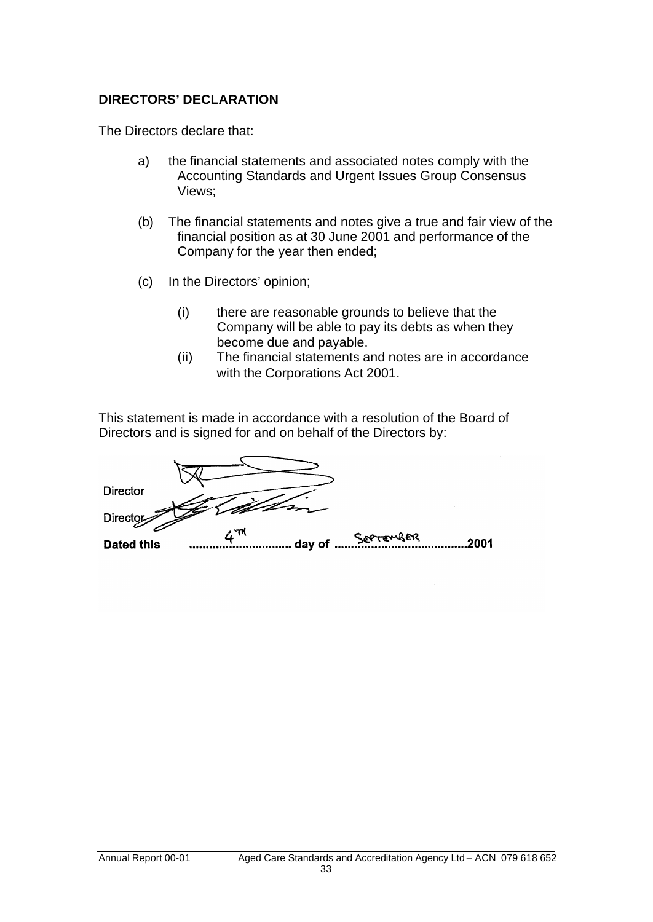## DIRECTORS' DECLARATION

The Directors declare that:

a) the financial statements and associated notes comply with the Accounting Standards and Urgent Issues Group Consensus Views;

(b) The financial statements and notes give a true and fair view of the financial position as at 30 June 2001 and performance of the Company for the year then ended;

(c) In the Directors' opinion;

   (i) there are reasonable grounds to believe that the Company will be able to pay its debts as when they become due and payable.

   (ii) The financial statements and notes are in accordance with the Corporations Act 2001.

This statement is made in accordance with a resolution of the Board of Directors and is signed for and on behalf of the Directors by:

Director

Director

**Dated this** 4TH **day of** SEPTEMBER **2001**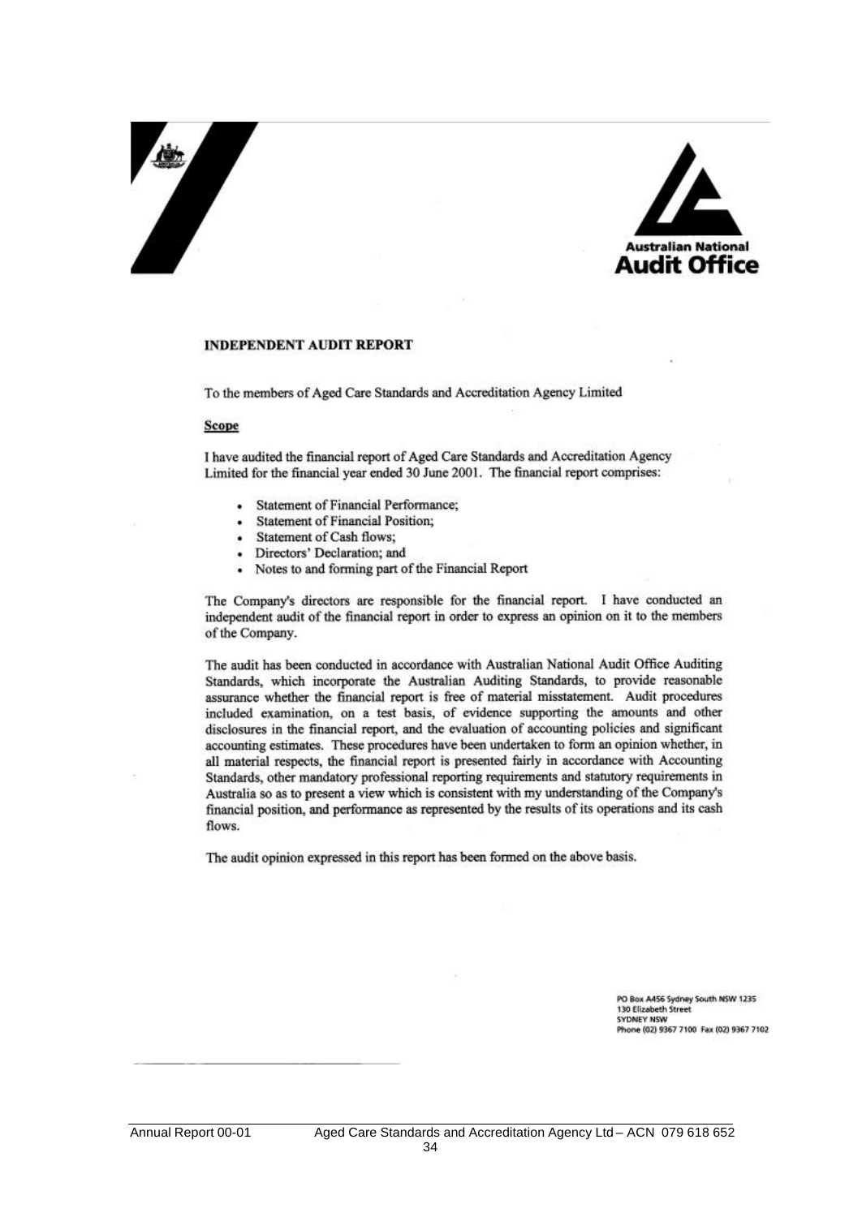Australian National
Audit Office

## INDEPENDENT AUDIT REPORT

To the members of Aged Care Standards and Accreditation Agency Limited

**Scope**

I have audited the financial report of Aged Care Standards and Accreditation Agency Limited for the financial year ended 30 June 2001. The financial report comprises:

- Statement of Financial Performance;
- Statement of Financial Position;
- Statement of Cash flows;
- Directors' Declaration; and
- Notes to and forming part of the Financial Report

The Company's directors are responsible for the financial report. I have conducted an independent audit of the financial report in order to express an opinion on it to the members of the Company.

The audit has been conducted in accordance with Australian National Audit Office Auditing Standards, which incorporate the Australian Auditing Standards, to provide reasonable assurance whether the financial report is free of material misstatement. Audit procedures included examination, on a test basis, of evidence supporting the amounts and other disclosures in the financial report, and the evaluation of accounting policies and significant accounting estimates. These procedures have been undertaken to form an opinion whether, in all material respects, the financial report is presented fairly in accordance with Accounting Standards, other mandatory professional reporting requirements and statutory requirements in Australia so as to present a view which is consistent with my understanding of the Company's financial position, and performance as represented by the results of its operations and its cash flows.

The audit opinion expressed in this report has been formed on the above basis.

PO Box A456 Sydney South NSW 1235
130 Elizabeth Street
SYDNEY NSW
Phone (02) 9367 7100 Fax (02) 9367 7102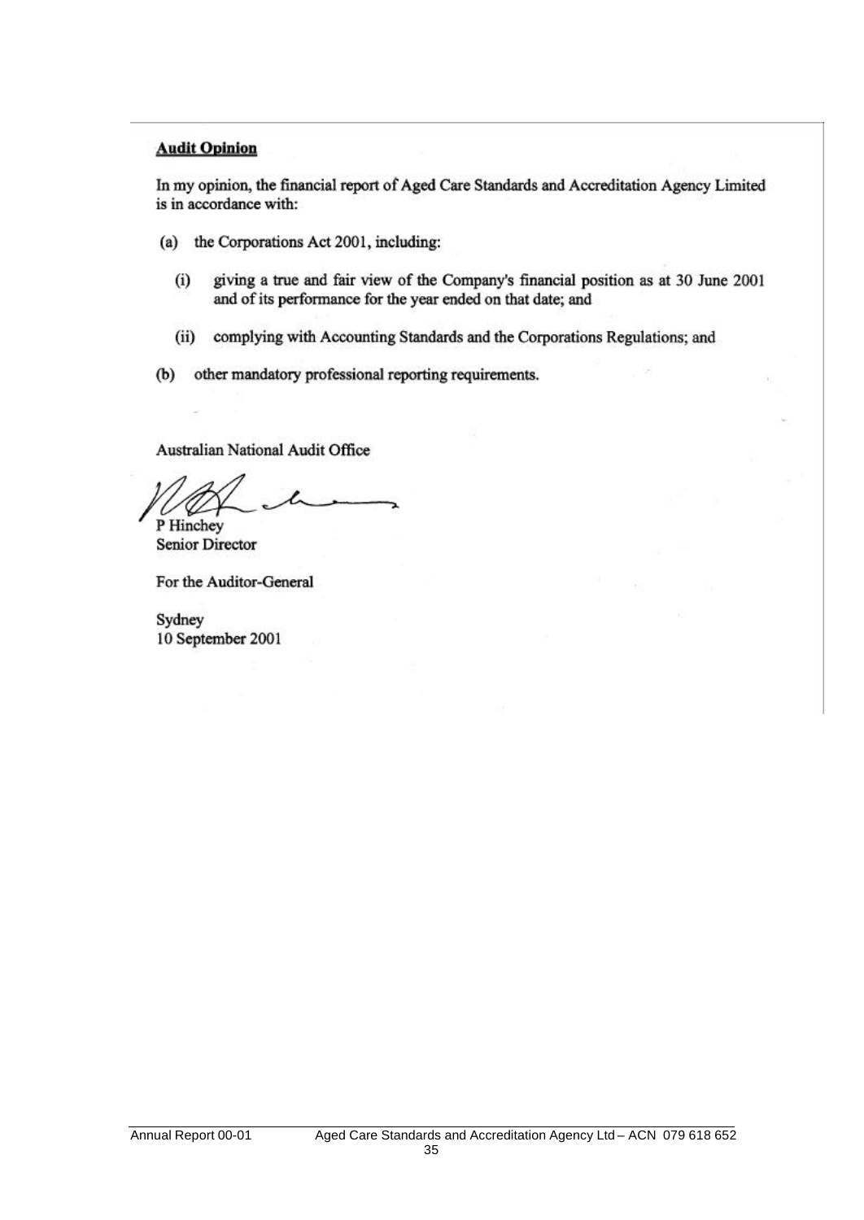**Audit Opinion**

In my opinion, the financial report of Aged Care Standards and Accreditation Agency Limited is in accordance with:

(a) the Corporations Act 2001, including:

  (i) giving a true and fair view of the Company's financial position as at 30 June 2001 and of its performance for the year ended on that date; and

  (ii) complying with Accounting Standards and the Corporations Regulations; and

(b) other mandatory professional reporting requirements.

Australian National Audit Office

P Hinchey
Senior Director

For the Auditor-General

Sydney
10 September 2001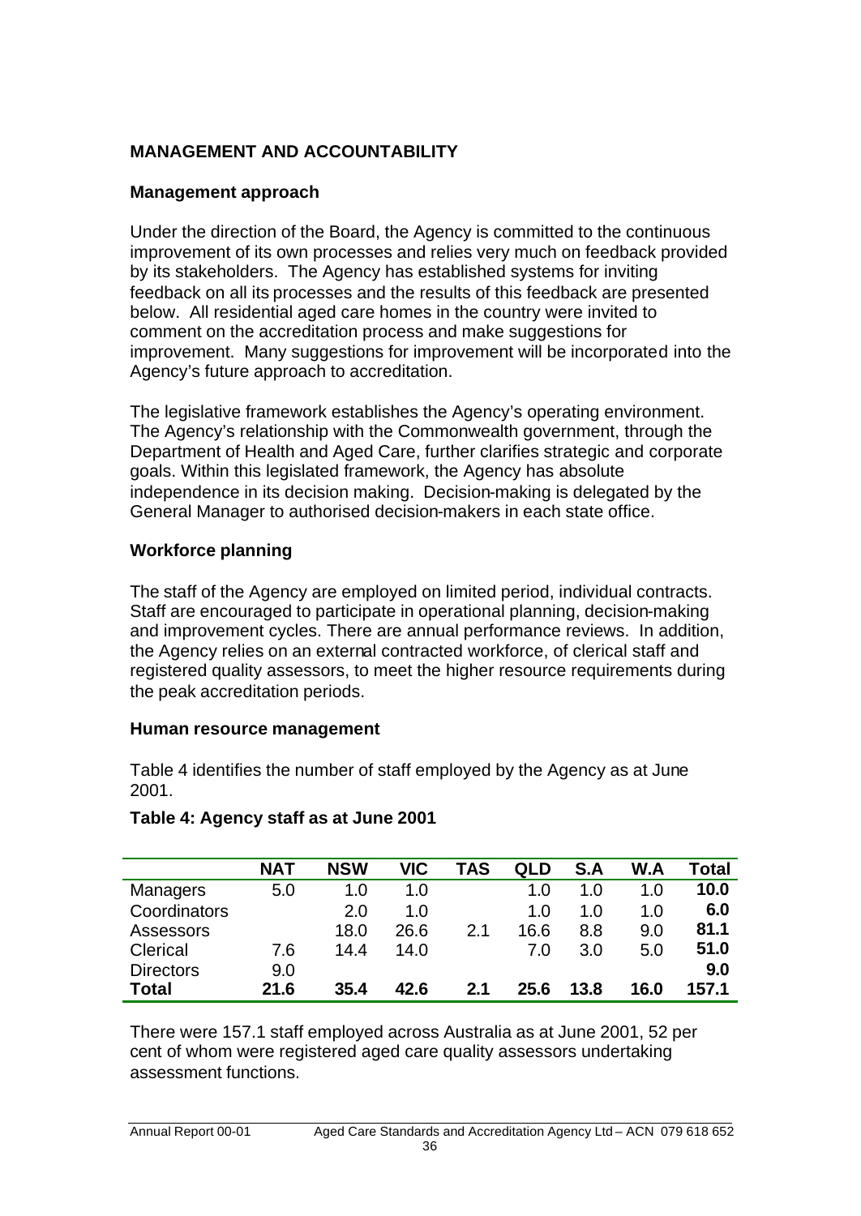## MANAGEMENT AND ACCOUNTABILITY

### Management approach

Under the direction of the Board, the Agency is committed to the continuous improvement of its own processes and relies very much on feedback provided by its stakeholders. The Agency has established systems for inviting feedback on all its processes and the results of this feedback are presented below. All residential aged care homes in the country were invited to comment on the accreditation process and make suggestions for improvement. Many suggestions for improvement will be incorporated into the Agency's future approach to accreditation.

The legislative framework establishes the Agency's operating environment. The Agency's relationship with the Commonwealth government, through the Department of Health and Aged Care, further clarifies strategic and corporate goals. Within this legislated framework, the Agency has absolute independence in its decision making. Decision-making is delegated by the General Manager to authorised decision-makers in each state office.

### Workforce planning

The staff of the Agency are employed on limited period, individual contracts. Staff are encouraged to participate in operational planning, decision-making and improvement cycles. There are annual performance reviews. In addition, the Agency relies on an external contracted workforce, of clerical staff and registered quality assessors, to meet the higher resource requirements during the peak accreditation periods.

### Human resource management

Table 4 identifies the number of staff employed by the Agency as at June 2001.

**Table 4: Agency staff as at June 2001**

| | NAT | NSW | VIC | TAS | QLD | S.A | W.A | Total |
|---|---|---|---|---|---|---|---|---|
| Managers | 5.0 | 1.0 | 1.0 | | 1.0 | 1.0 | 1.0 | **10.0** |
| Coordinators | | 2.0 | 1.0 | | 1.0 | 1.0 | 1.0 | **6.0** |
| Assessors | | 18.0 | 26.6 | 2.1 | 16.6 | 8.8 | 9.0 | **81.1** |
| Clerical | 7.6 | 14.4 | 14.0 | | 7.0 | 3.0 | 5.0 | **51.0** |
| Directors | 9.0 | | | | | | | **9.0** |
| **Total** | **21.6** | **35.4** | **42.6** | **2.1** | **25.6** | **13.8** | **16.0** | **157.1** |

There were 157.1 staff employed across Australia as at June 2001, 52 per cent of whom were registered aged care quality assessors undertaking assessment functions.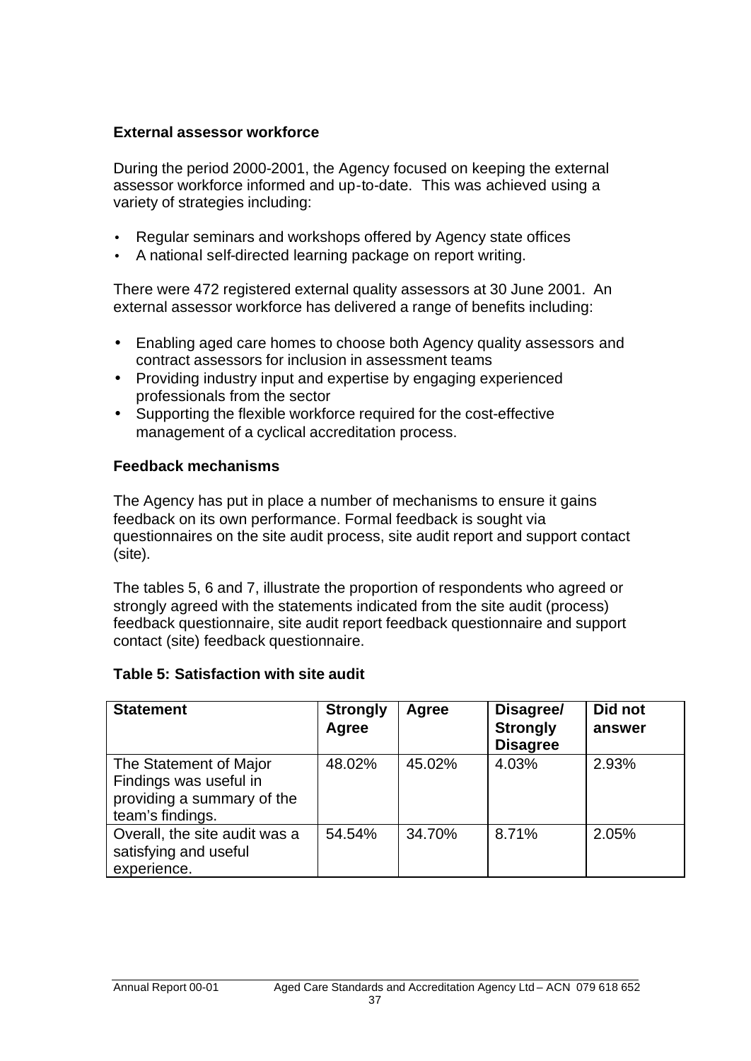### External assessor workforce

During the period 2000-2001, the Agency focused on keeping the external assessor workforce informed and up-to-date. This was achieved using a variety of strategies including:

- Regular seminars and workshops offered by Agency state offices
- A national self-directed learning package on report writing.

There were 472 registered external quality assessors at 30 June 2001. An external assessor workforce has delivered a range of benefits including:

- Enabling aged care homes to choose both Agency quality assessors and contract assessors for inclusion in assessment teams
- Providing industry input and expertise by engaging experienced professionals from the sector
- Supporting the flexible workforce required for the cost-effective management of a cyclical accreditation process.

### Feedback mechanisms

The Agency has put in place a number of mechanisms to ensure it gains feedback on its own performance. Formal feedback is sought via questionnaires on the site audit process, site audit report and support contact (site).

The tables 5, 6 and 7, illustrate the proportion of respondents who agreed or strongly agreed with the statements indicated from the site audit (process) feedback questionnaire, site audit report feedback questionnaire and support contact (site) feedback questionnaire.

**Table 5: Satisfaction with site audit**

| Statement | Strongly Agree | Agree | Disagree/ Strongly Disagree | Did not answer |
|---|---|---|---|---|
| The Statement of Major Findings was useful in providing a summary of the team's findings. | 48.02% | 45.02% | 4.03% | 2.93% |
| Overall, the site audit was a satisfying and useful experience. | 54.54% | 34.70% | 8.71% | 2.05% |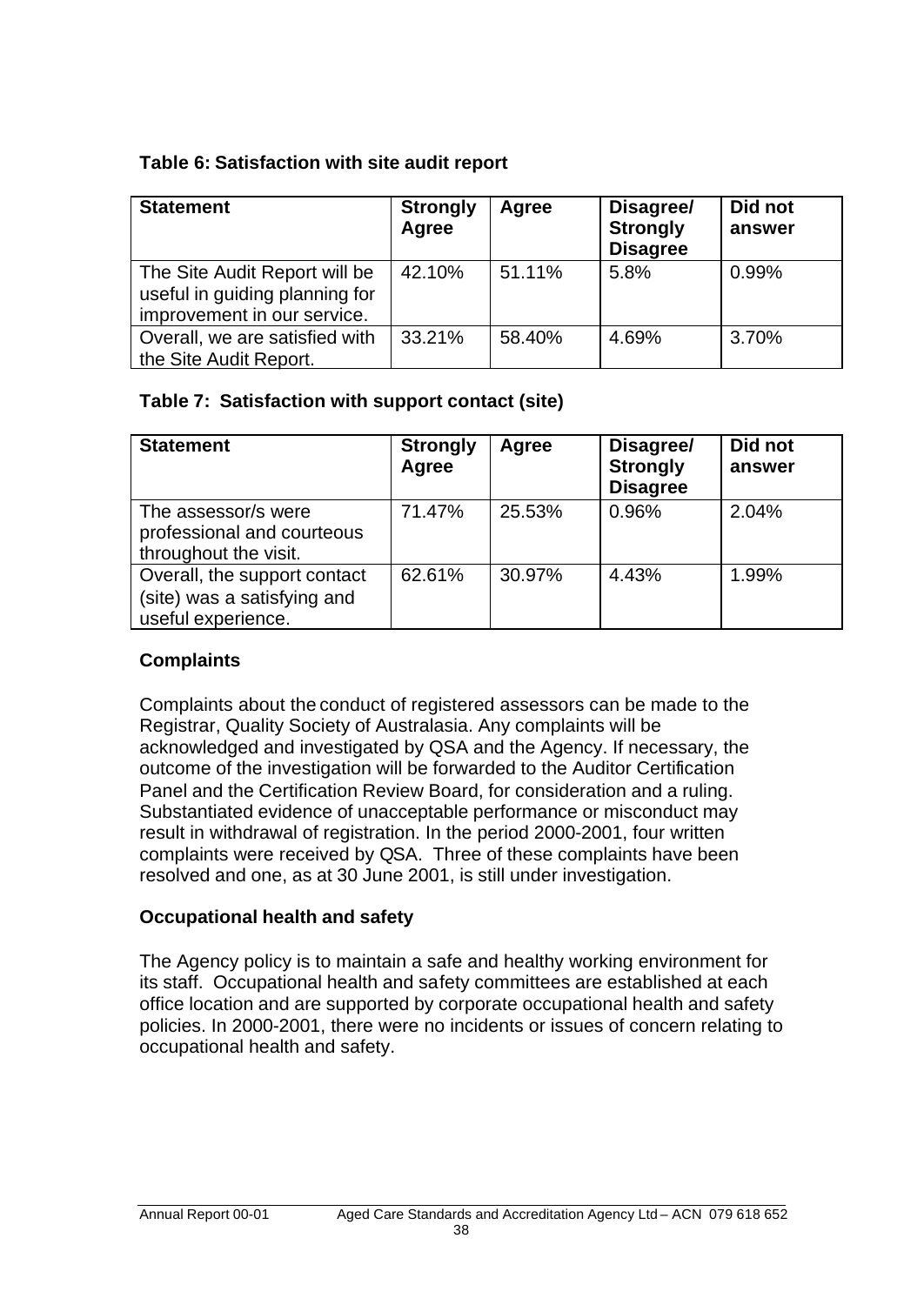**Table 6: Satisfaction with site audit report**

| Statement | Strongly Agree | Agree | Disagree/ Strongly Disagree | Did not answer |
| --- | --- | --- | --- | --- |
| The Site Audit Report will be useful in guiding planning for improvement in our service. | 42.10% | 51.11% | 5.8% | 0.99% |
| Overall, we are satisfied with the Site Audit Report. | 33.21% | 58.40% | 4.69% | 3.70% |

**Table 7: Satisfaction with support contact (site)**

| Statement | Strongly Agree | Agree | Disagree/ Strongly Disagree | Did not answer |
| --- | --- | --- | --- | --- |
| The assessor/s were professional and courteous throughout the visit. | 71.47% | 25.53% | 0.96% | 2.04% |
| Overall, the support contact (site) was a satisfying and useful experience. | 62.61% | 30.97% | 4.43% | 1.99% |

## Complaints

Complaints about the conduct of registered assessors can be made to the Registrar, Quality Society of Australasia. Any complaints will be acknowledged and investigated by QSA and the Agency. If necessary, the outcome of the investigation will be forwarded to the Auditor Certification Panel and the Certification Review Board, for consideration and a ruling. Substantiated evidence of unacceptable performance or misconduct may result in withdrawal of registration. In the period 2000-2001, four written complaints were received by QSA. Three of these complaints have been resolved and one, as at 30 June 2001, is still under investigation.

## Occupational health and safety

The Agency policy is to maintain a safe and healthy working environment for its staff. Occupational health and safety committees are established at each office location and are supported by corporate occupational health and safety policies. In 2000-2001, there were no incidents or issues of concern relating to occupational health and safety.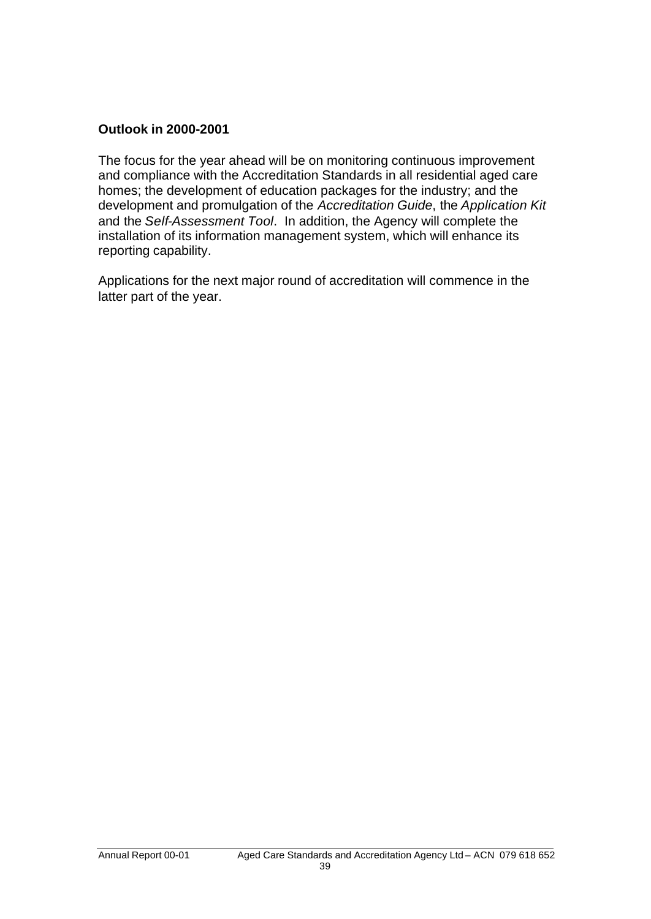**Outlook in 2000-2001**

The focus for the year ahead will be on monitoring continuous improvement and compliance with the Accreditation Standards in all residential aged care homes; the development of education packages for the industry; and the development and promulgation of the *Accreditation Guide*, the *Application Kit* and the *Self-Assessment Tool*. In addition, the Agency will complete the installation of its information management system, which will enhance its reporting capability.

Applications for the next major round of accreditation will commence in the latter part of the year.